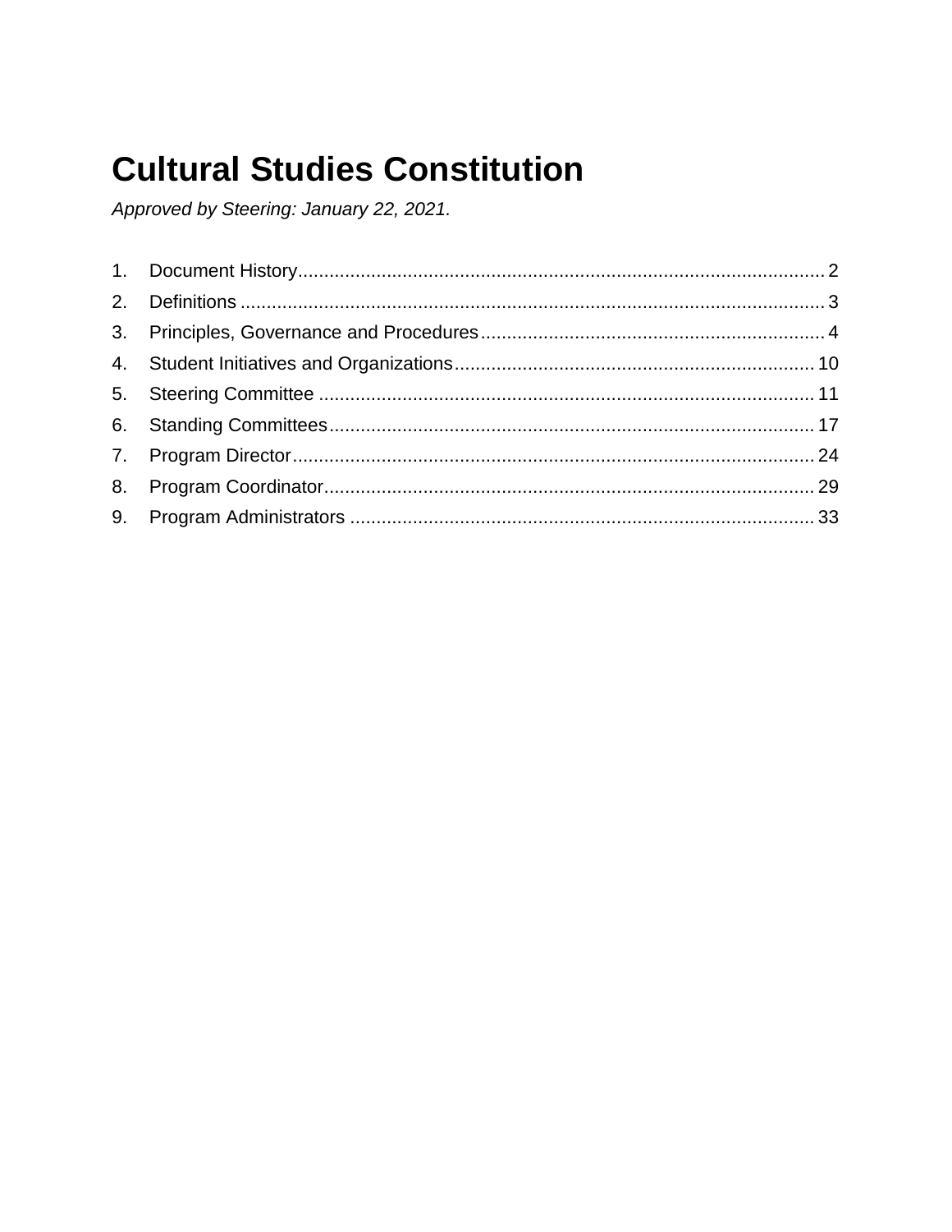# Cultural Studies Constitution

*Approved by Steering: January 22, 2021.*

1. Document History.................................................................................................... 2
2. Definitions ............................................................................................................... 3
3. Principles, Governance and Procedures................................................................. 4
4. Student Initiatives and Organizations.................................................................... 10
5. Steering Committee .............................................................................................. 11
6. Standing Committees............................................................................................ 17
7. Program Director................................................................................................... 24
8. Program Coordinator............................................................................................. 29
9. Program Administrators ........................................................................................ 33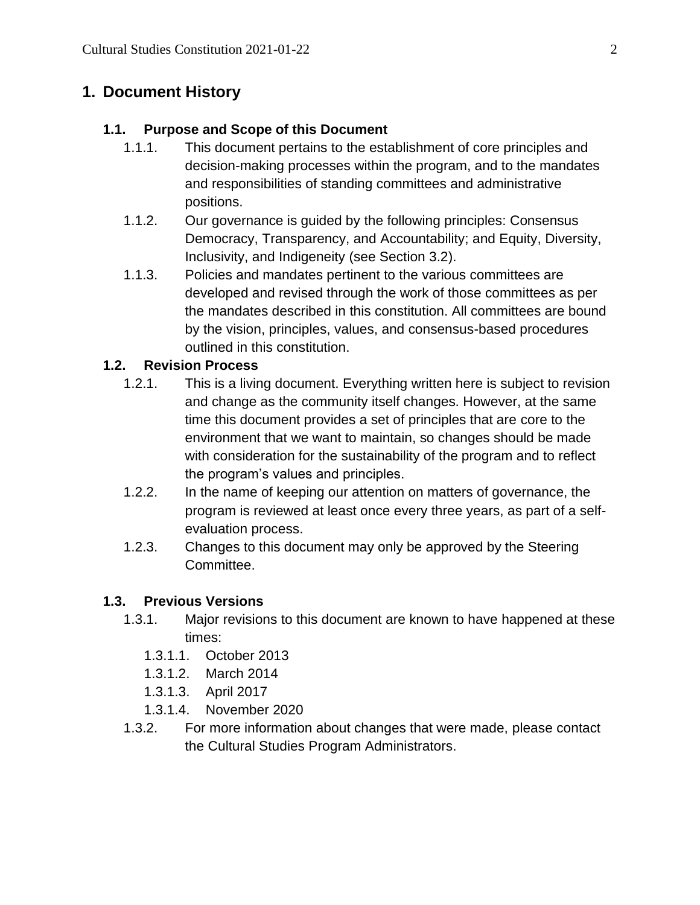# 1. Document History

## 1.1. Purpose and Scope of this Document

1.1.1. This document pertains to the establishment of core principles and decision-making processes within the program, and to the mandates and responsibilities of standing committees and administrative positions.

1.1.2. Our governance is guided by the following principles: Consensus Democracy, Transparency, and Accountability; and Equity, Diversity, Inclusivity, and Indigeneity (see Section 3.2).

1.1.3. Policies and mandates pertinent to the various committees are developed and revised through the work of those committees as per the mandates described in this constitution. All committees are bound by the vision, principles, values, and consensus-based procedures outlined in this constitution.

## 1.2. Revision Process

1.2.1. This is a living document. Everything written here is subject to revision and change as the community itself changes. However, at the same time this document provides a set of principles that are core to the environment that we want to maintain, so changes should be made with consideration for the sustainability of the program and to reflect the program's values and principles.

1.2.2. In the name of keeping our attention on matters of governance, the program is reviewed at least once every three years, as part of a self-evaluation process.

1.2.3. Changes to this document may only be approved by the Steering Committee.

## 1.3. Previous Versions

1.3.1. Major revisions to this document are known to have happened at these times:

- 1.3.1.1. October 2013
- 1.3.1.2. March 2014
- 1.3.1.3. April 2017
- 1.3.1.4. November 2020

1.3.2. For more information about changes that were made, please contact the Cultural Studies Program Administrators.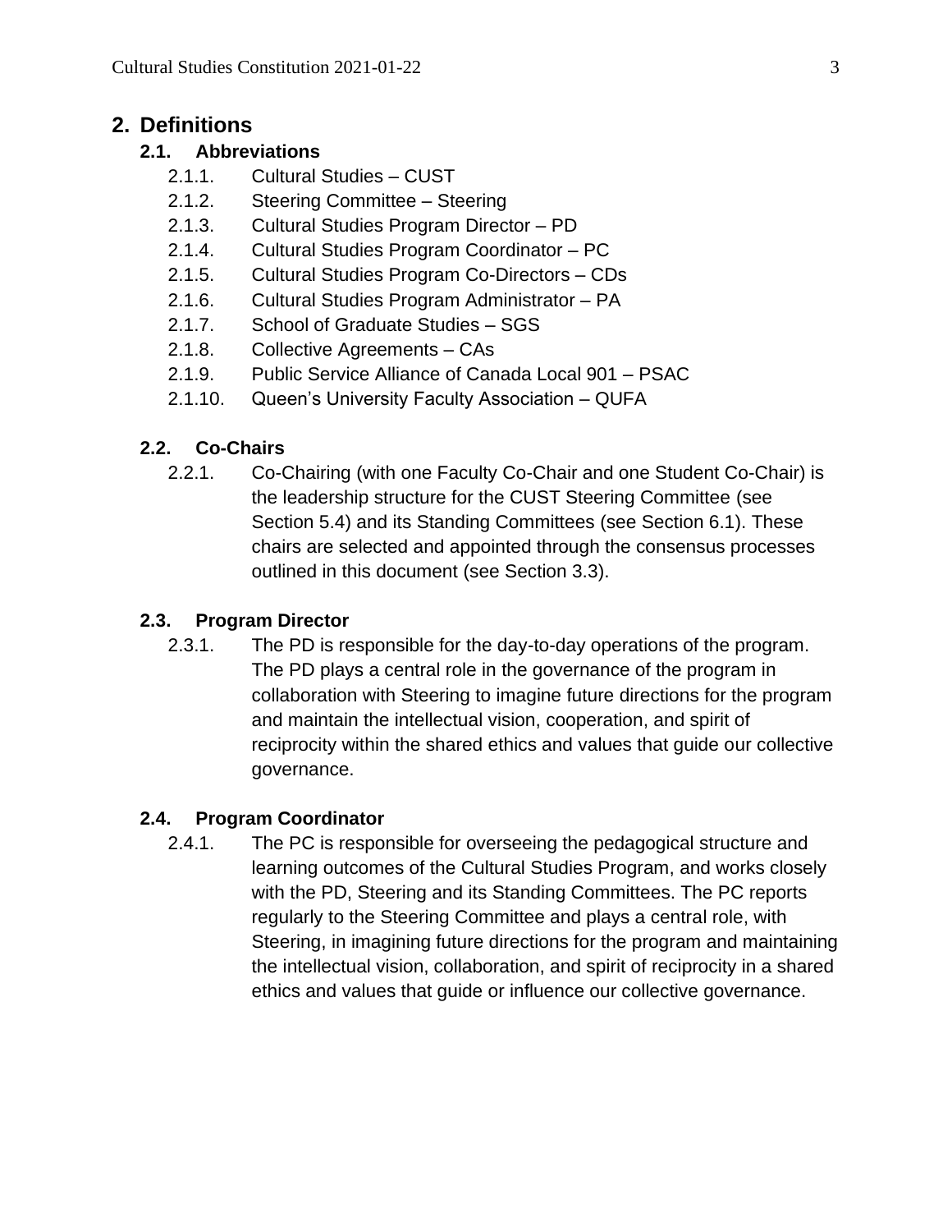## 2. Definitions

### 2.1. Abbreviations

- 2.1.1. Cultural Studies – CUST
- 2.1.2. Steering Committee – Steering
- 2.1.3. Cultural Studies Program Director – PD
- 2.1.4. Cultural Studies Program Coordinator – PC
- 2.1.5. Cultural Studies Program Co-Directors – CDs
- 2.1.6. Cultural Studies Program Administrator – PA
- 2.1.7. School of Graduate Studies – SGS
- 2.1.8. Collective Agreements – CAs
- 2.1.9. Public Service Alliance of Canada Local 901 – PSAC
- 2.1.10. Queen's University Faculty Association – QUFA

### 2.2. Co-Chairs

2.2.1. Co-Chairing (with one Faculty Co-Chair and one Student Co-Chair) is the leadership structure for the CUST Steering Committee (see Section 5.4) and its Standing Committees (see Section 6.1). These chairs are selected and appointed through the consensus processes outlined in this document (see Section 3.3).

### 2.3. Program Director

2.3.1. The PD is responsible for the day-to-day operations of the program. The PD plays a central role in the governance of the program in collaboration with Steering to imagine future directions for the program and maintain the intellectual vision, cooperation, and spirit of reciprocity within the shared ethics and values that guide our collective governance.

### 2.4. Program Coordinator

2.4.1. The PC is responsible for overseeing the pedagogical structure and learning outcomes of the Cultural Studies Program, and works closely with the PD, Steering and its Standing Committees. The PC reports regularly to the Steering Committee and plays a central role, with Steering, in imagining future directions for the program and maintaining the intellectual vision, collaboration, and spirit of reciprocity in a shared ethics and values that guide or influence our collective governance.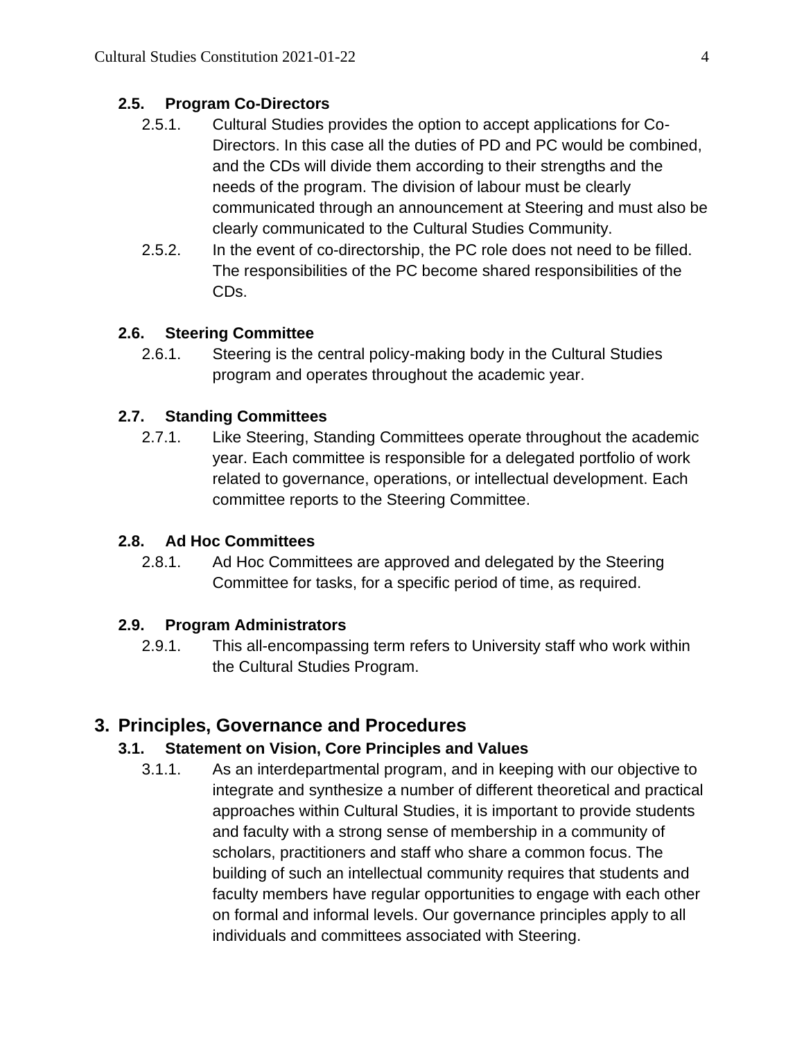### 2.5. Program Co-Directors

2.5.1. Cultural Studies provides the option to accept applications for Co-Directors. In this case all the duties of PD and PC would be combined, and the CDs will divide them according to their strengths and the needs of the program. The division of labour must be clearly communicated through an announcement at Steering and must also be clearly communicated to the Cultural Studies Community.

2.5.2. In the event of co-directorship, the PC role does not need to be filled. The responsibilities of the PC become shared responsibilities of the CDs.

### 2.6. Steering Committee

2.6.1. Steering is the central policy-making body in the Cultural Studies program and operates throughout the academic year.

### 2.7. Standing Committees

2.7.1. Like Steering, Standing Committees operate throughout the academic year. Each committee is responsible for a delegated portfolio of work related to governance, operations, or intellectual development. Each committee reports to the Steering Committee.

### 2.8. Ad Hoc Committees

2.8.1. Ad Hoc Committees are approved and delegated by the Steering Committee for tasks, for a specific period of time, as required.

### 2.9. Program Administrators

2.9.1. This all-encompassing term refers to University staff who work within the Cultural Studies Program.

## 3. Principles, Governance and Procedures

### 3.1. Statement on Vision, Core Principles and Values

3.1.1. As an interdepartmental program, and in keeping with our objective to integrate and synthesize a number of different theoretical and practical approaches within Cultural Studies, it is important to provide students and faculty with a strong sense of membership in a community of scholars, practitioners and staff who share a common focus. The building of such an intellectual community requires that students and faculty members have regular opportunities to engage with each other on formal and informal levels. Our governance principles apply to all individuals and committees associated with Steering.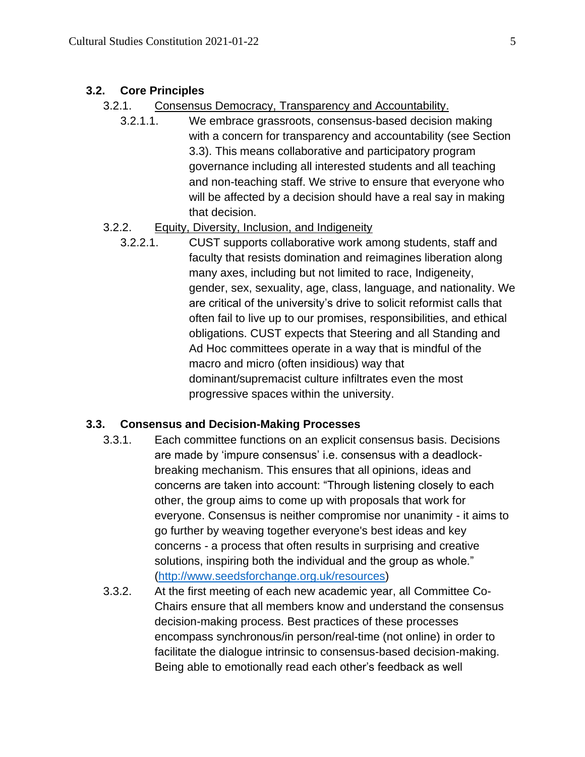### 3.2. Core Principles

3.2.1. <u>Consensus Democracy, Transparency and Accountability.</u>

3.2.1.1. We embrace grassroots, consensus-based decision making with a concern for transparency and accountability (see Section 3.3). This means collaborative and participatory program governance including all interested students and all teaching and non-teaching staff. We strive to ensure that everyone who will be affected by a decision should have a real say in making that decision.

3.2.2. <u>Equity, Diversity, Inclusion, and Indigeneity</u>

3.2.2.1. CUST supports collaborative work among students, staff and faculty that resists domination and reimagines liberation along many axes, including but not limited to race, Indigeneity, gender, sex, sexuality, age, class, language, and nationality. We are critical of the university's drive to solicit reformist calls that often fail to live up to our promises, responsibilities, and ethical obligations. CUST expects that Steering and all Standing and Ad Hoc committees operate in a way that is mindful of the macro and micro (often insidious) way that dominant/supremacist culture infiltrates even the most progressive spaces within the university.

### 3.3. Consensus and Decision-Making Processes

3.3.1. Each committee functions on an explicit consensus basis. Decisions are made by 'impure consensus' i.e. consensus with a deadlock-breaking mechanism. This ensures that all opinions, ideas and concerns are taken into account: "Through listening closely to each other, the group aims to come up with proposals that work for everyone. Consensus is neither compromise nor unanimity - it aims to go further by weaving together everyone's best ideas and key concerns - a process that often results in surprising and creative solutions, inspiring both the individual and the group as whole." ([http://www.seedsforchange.org.uk/resources](http://www.seedsforchange.org.uk/resources))

3.3.2. At the first meeting of each new academic year, all Committee Co-Chairs ensure that all members know and understand the consensus decision-making process. Best practices of these processes encompass synchronous/in person/real-time (not online) in order to facilitate the dialogue intrinsic to consensus-based decision-making. Being able to emotionally read each other's feedback as well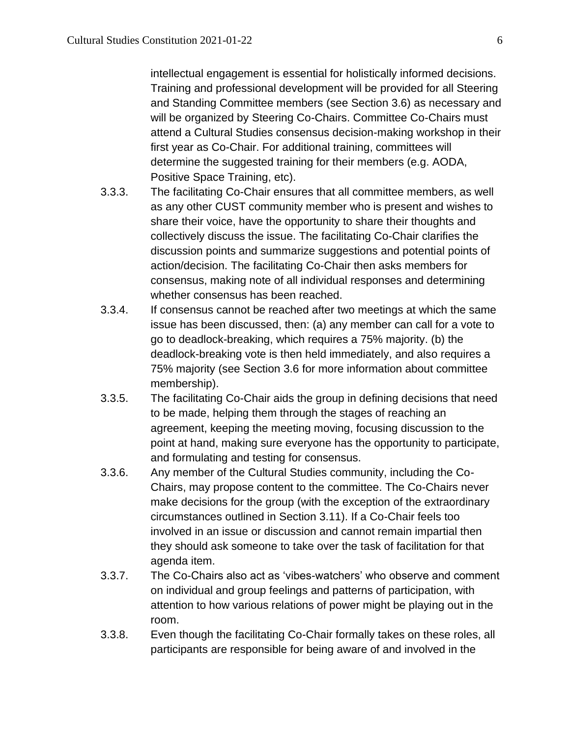intellectual engagement is essential for holistically informed decisions. Training and professional development will be provided for all Steering and Standing Committee members (see Section 3.6) as necessary and will be organized by Steering Co-Chairs. Committee Co-Chairs must attend a Cultural Studies consensus decision-making workshop in their first year as Co-Chair. For additional training, committees will determine the suggested training for their members (e.g. AODA, Positive Space Training, etc).

3.3.3. The facilitating Co-Chair ensures that all committee members, as well as any other CUST community member who is present and wishes to share their voice, have the opportunity to share their thoughts and collectively discuss the issue. The facilitating Co-Chair clarifies the discussion points and summarize suggestions and potential points of action/decision. The facilitating Co-Chair then asks members for consensus, making note of all individual responses and determining whether consensus has been reached.

3.3.4. If consensus cannot be reached after two meetings at which the same issue has been discussed, then: (a) any member can call for a vote to go to deadlock-breaking, which requires a 75% majority. (b) the deadlock-breaking vote is then held immediately, and also requires a 75% majority (see Section 3.6 for more information about committee membership).

3.3.5. The facilitating Co-Chair aids the group in defining decisions that need to be made, helping them through the stages of reaching an agreement, keeping the meeting moving, focusing discussion to the point at hand, making sure everyone has the opportunity to participate, and formulating and testing for consensus.

3.3.6. Any member of the Cultural Studies community, including the Co-Chairs, may propose content to the committee. The Co-Chairs never make decisions for the group (with the exception of the extraordinary circumstances outlined in Section 3.11). If a Co-Chair feels too involved in an issue or discussion and cannot remain impartial then they should ask someone to take over the task of facilitation for that agenda item.

3.3.7. The Co-Chairs also act as 'vibes-watchers' who observe and comment on individual and group feelings and patterns of participation, with attention to how various relations of power might be playing out in the room.

3.3.8. Even though the facilitating Co-Chair formally takes on these roles, all participants are responsible for being aware of and involved in the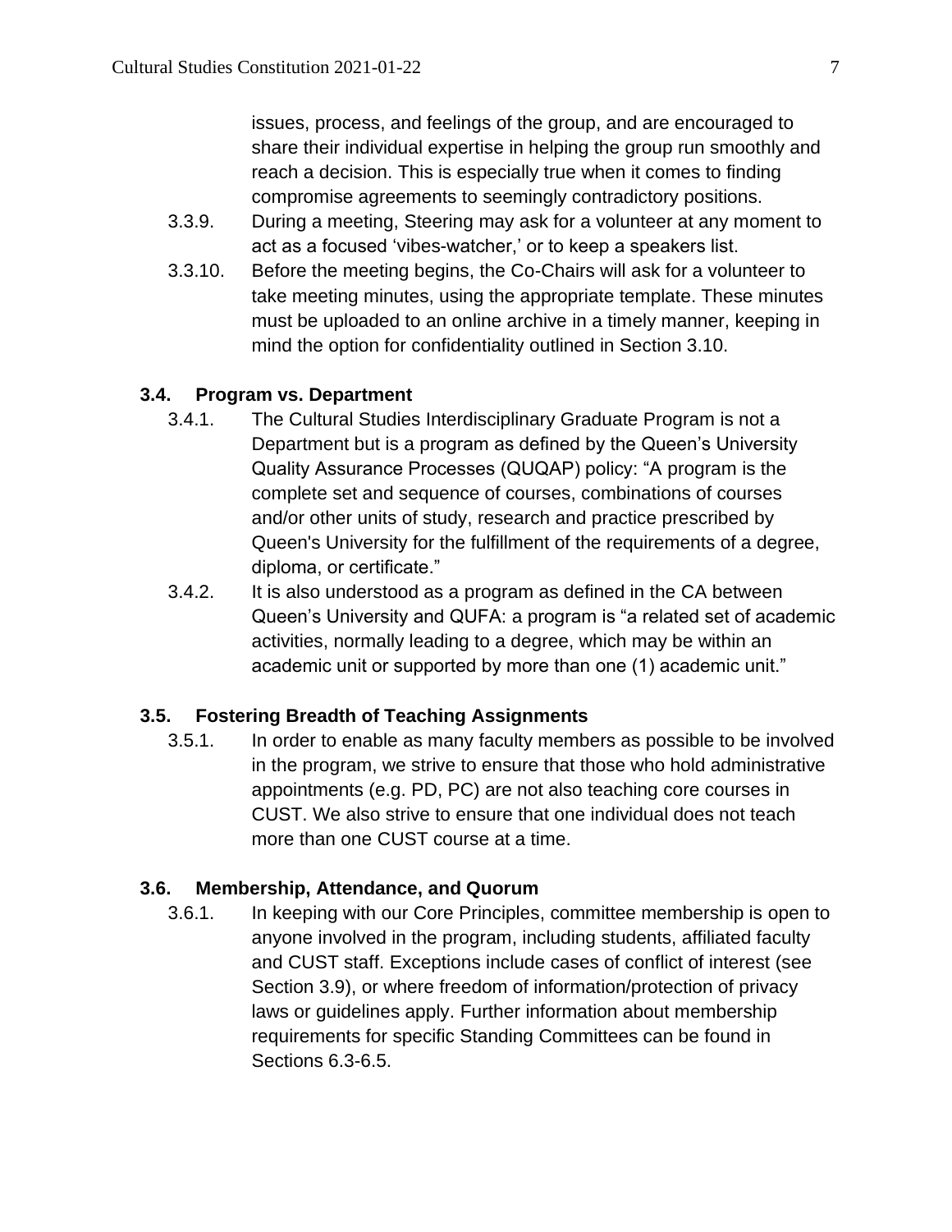issues, process, and feelings of the group, and are encouraged to share their individual expertise in helping the group run smoothly and reach a decision. This is especially true when it comes to finding compromise agreements to seemingly contradictory positions.

3.3.9. During a meeting, Steering may ask for a volunteer at any moment to act as a focused 'vibes-watcher,' or to keep a speakers list.

3.3.10. Before the meeting begins, the Co-Chairs will ask for a volunteer to take meeting minutes, using the appropriate template. These minutes must be uploaded to an online archive in a timely manner, keeping in mind the option for confidentiality outlined in Section 3.10.

### 3.4. Program vs. Department

3.4.1. The Cultural Studies Interdisciplinary Graduate Program is not a Department but is a program as defined by the Queen's University Quality Assurance Processes (QUQAP) policy: "A program is the complete set and sequence of courses, combinations of courses and/or other units of study, research and practice prescribed by Queen's University for the fulfillment of the requirements of a degree, diploma, or certificate."

3.4.2. It is also understood as a program as defined in the CA between Queen's University and QUFA: a program is "a related set of academic activities, normally leading to a degree, which may be within an academic unit or supported by more than one (1) academic unit."

### 3.5. Fostering Breadth of Teaching Assignments

3.5.1. In order to enable as many faculty members as possible to be involved in the program, we strive to ensure that those who hold administrative appointments (e.g. PD, PC) are not also teaching core courses in CUST. We also strive to ensure that one individual does not teach more than one CUST course at a time.

### 3.6. Membership, Attendance, and Quorum

3.6.1. In keeping with our Core Principles, committee membership is open to anyone involved in the program, including students, affiliated faculty and CUST staff. Exceptions include cases of conflict of interest (see Section 3.9), or where freedom of information/protection of privacy laws or guidelines apply. Further information about membership requirements for specific Standing Committees can be found in Sections 6.3-6.5.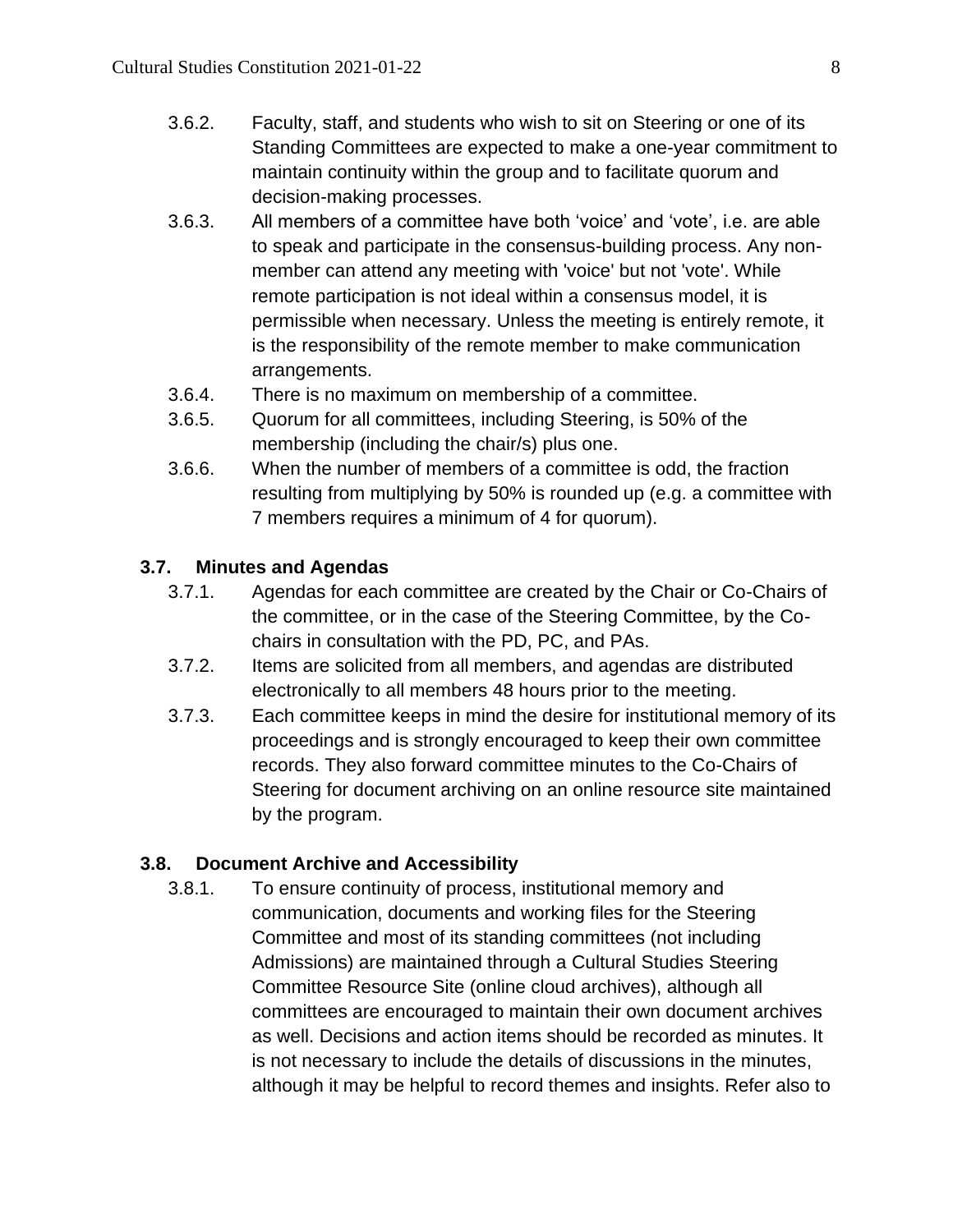3.6.2. Faculty, staff, and students who wish to sit on Steering or one of its Standing Committees are expected to make a one-year commitment to maintain continuity within the group and to facilitate quorum and decision-making processes.

3.6.3. All members of a committee have both ‘voice’ and ‘vote’, i.e. are able to speak and participate in the consensus-building process. Any non-member can attend any meeting with 'voice' but not 'vote'. While remote participation is not ideal within a consensus model, it is permissible when necessary. Unless the meeting is entirely remote, it is the responsibility of the remote member to make communication arrangements.

3.6.4. There is no maximum on membership of a committee.

3.6.5. Quorum for all committees, including Steering, is 50% of the membership (including the chair/s) plus one.

3.6.6. When the number of members of a committee is odd, the fraction resulting from multiplying by 50% is rounded up (e.g. a committee with 7 members requires a minimum of 4 for quorum).

### 3.7. Minutes and Agendas

3.7.1. Agendas for each committee are created by the Chair or Co-Chairs of the committee, or in the case of the Steering Committee, by the Co-chairs in consultation with the PD, PC, and PAs.

3.7.2. Items are solicited from all members, and agendas are distributed electronically to all members 48 hours prior to the meeting.

3.7.3. Each committee keeps in mind the desire for institutional memory of its proceedings and is strongly encouraged to keep their own committee records. They also forward committee minutes to the Co-Chairs of Steering for document archiving on an online resource site maintained by the program.

### 3.8. Document Archive and Accessibility

3.8.1. To ensure continuity of process, institutional memory and communication, documents and working files for the Steering Committee and most of its standing committees (not including Admissions) are maintained through a Cultural Studies Steering Committee Resource Site (online cloud archives), although all committees are encouraged to maintain their own document archives as well. Decisions and action items should be recorded as minutes. It is not necessary to include the details of discussions in the minutes, although it may be helpful to record themes and insights. Refer also to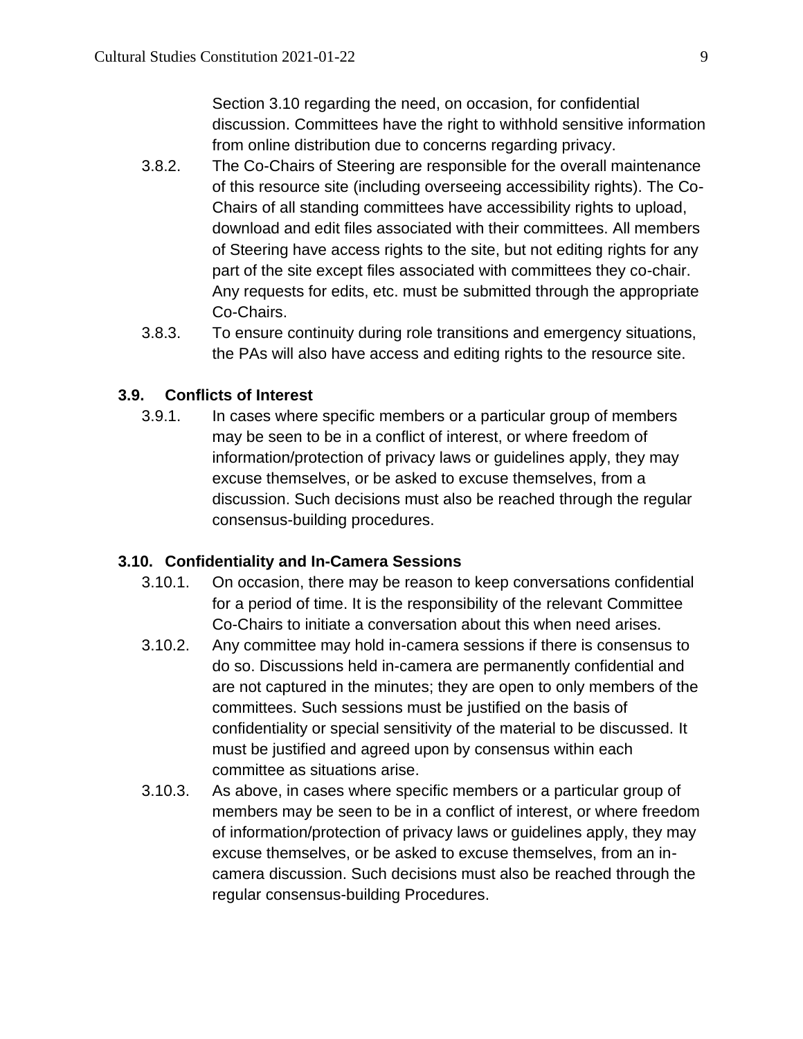Section 3.10 regarding the need, on occasion, for confidential discussion. Committees have the right to withhold sensitive information from online distribution due to concerns regarding privacy.

3.8.2. The Co-Chairs of Steering are responsible for the overall maintenance of this resource site (including overseeing accessibility rights). The Co-Chairs of all standing committees have accessibility rights to upload, download and edit files associated with their committees. All members of Steering have access rights to the site, but not editing rights for any part of the site except files associated with committees they co-chair. Any requests for edits, etc. must be submitted through the appropriate Co-Chairs.

3.8.3. To ensure continuity during role transitions and emergency situations, the PAs will also have access and editing rights to the resource site.

### 3.9. Conflicts of Interest

3.9.1. In cases where specific members or a particular group of members may be seen to be in a conflict of interest, or where freedom of information/protection of privacy laws or guidelines apply, they may excuse themselves, or be asked to excuse themselves, from a discussion. Such decisions must also be reached through the regular consensus-building procedures.

### 3.10. Confidentiality and In-Camera Sessions

3.10.1. On occasion, there may be reason to keep conversations confidential for a period of time. It is the responsibility of the relevant Committee Co-Chairs to initiate a conversation about this when need arises.

3.10.2. Any committee may hold in-camera sessions if there is consensus to do so. Discussions held in-camera are permanently confidential and are not captured in the minutes; they are open to only members of the committees. Such sessions must be justified on the basis of confidentiality or special sensitivity of the material to be discussed. It must be justified and agreed upon by consensus within each committee as situations arise.

3.10.3. As above, in cases where specific members or a particular group of members may be seen to be in a conflict of interest, or where freedom of information/protection of privacy laws or guidelines apply, they may excuse themselves, or be asked to excuse themselves, from an in-camera discussion. Such decisions must also be reached through the regular consensus-building Procedures.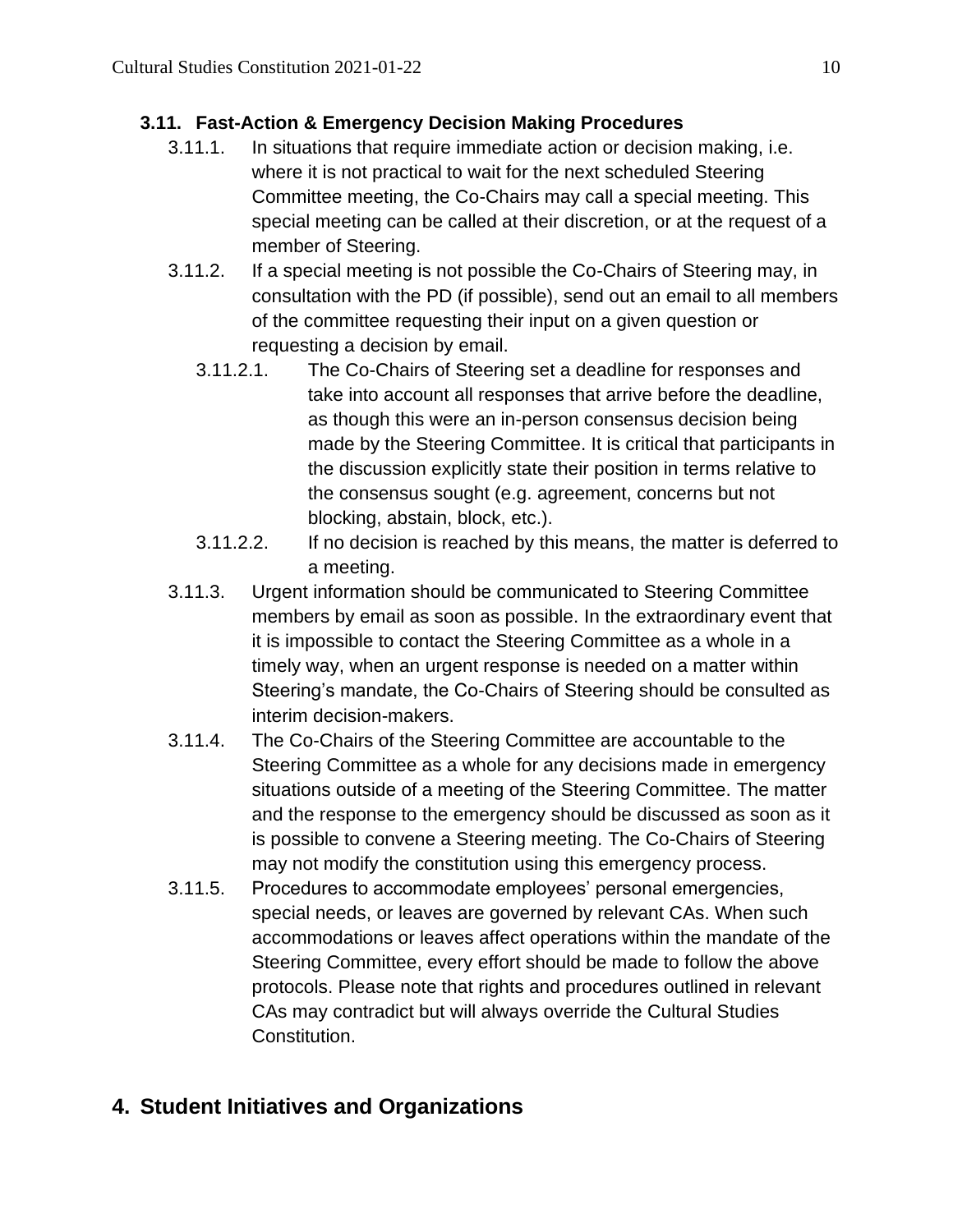### 3.11. Fast-Action & Emergency Decision Making Procedures

3.11.1. In situations that require immediate action or decision making, i.e. where it is not practical to wait for the next scheduled Steering Committee meeting, the Co-Chairs may call a special meeting. This special meeting can be called at their discretion, or at the request of a member of Steering.

3.11.2. If a special meeting is not possible the Co-Chairs of Steering may, in consultation with the PD (if possible), send out an email to all members of the committee requesting their input on a given question or requesting a decision by email.

3.11.2.1. The Co-Chairs of Steering set a deadline for responses and take into account all responses that arrive before the deadline, as though this were an in-person consensus decision being made by the Steering Committee. It is critical that participants in the discussion explicitly state their position in terms relative to the consensus sought (e.g. agreement, concerns but not blocking, abstain, block, etc.).

3.11.2.2. If no decision is reached by this means, the matter is deferred to a meeting.

3.11.3. Urgent information should be communicated to Steering Committee members by email as soon as possible. In the extraordinary event that it is impossible to contact the Steering Committee as a whole in a timely way, when an urgent response is needed on a matter within Steering's mandate, the Co-Chairs of Steering should be consulted as interim decision-makers.

3.11.4. The Co-Chairs of the Steering Committee are accountable to the Steering Committee as a whole for any decisions made in emergency situations outside of a meeting of the Steering Committee. The matter and the response to the emergency should be discussed as soon as it is possible to convene a Steering meeting. The Co-Chairs of Steering may not modify the constitution using this emergency process.

3.11.5. Procedures to accommodate employees' personal emergencies, special needs, or leaves are governed by relevant CAs. When such accommodations or leaves affect operations within the mandate of the Steering Committee, every effort should be made to follow the above protocols. Please note that rights and procedures outlined in relevant CAs may contradict but will always override the Cultural Studies Constitution.

## 4. Student Initiatives and Organizations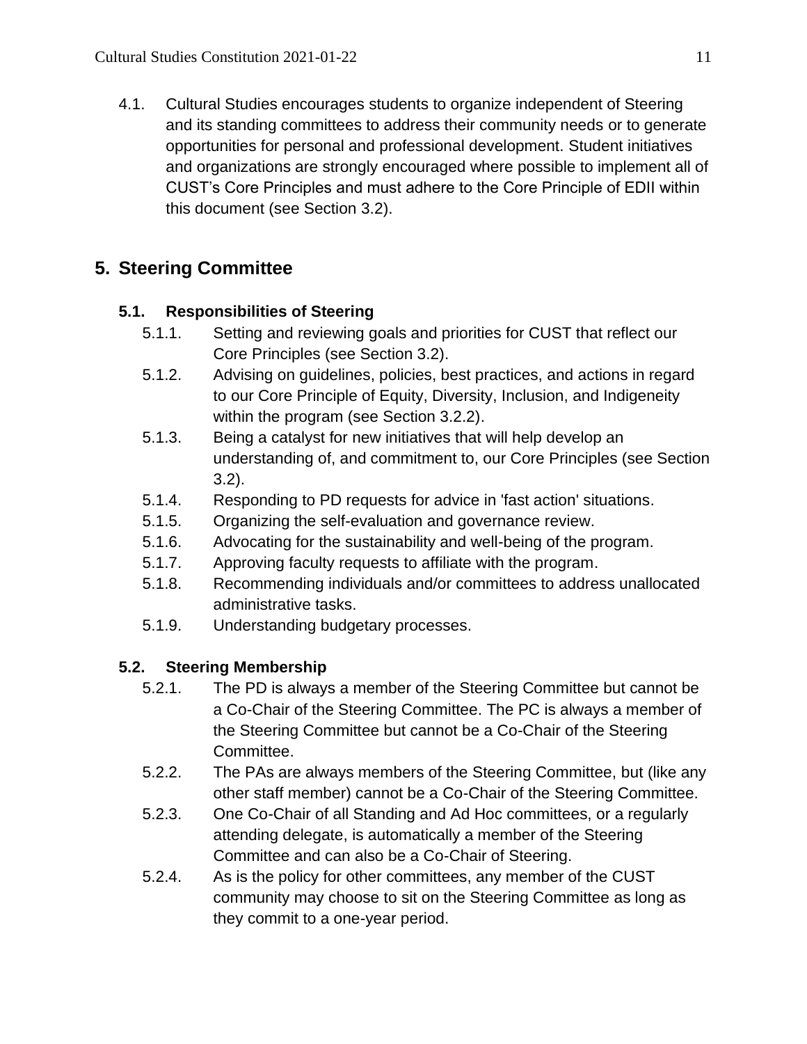4.1. Cultural Studies encourages students to organize independent of Steering and its standing committees to address their community needs or to generate opportunities for personal and professional development. Student initiatives and organizations are strongly encouraged where possible to implement all of CUST's Core Principles and must adhere to the Core Principle of EDII within this document (see Section 3.2).

# 5. Steering Committee

## 5.1. Responsibilities of Steering

- 5.1.1. Setting and reviewing goals and priorities for CUST that reflect our Core Principles (see Section 3.2).
- 5.1.2. Advising on guidelines, policies, best practices, and actions in regard to our Core Principle of Equity, Diversity, Inclusion, and Indigeneity within the program (see Section 3.2.2).
- 5.1.3. Being a catalyst for new initiatives that will help develop an understanding of, and commitment to, our Core Principles (see Section 3.2).
- 5.1.4. Responding to PD requests for advice in 'fast action' situations.
- 5.1.5. Organizing the self-evaluation and governance review.
- 5.1.6. Advocating for the sustainability and well-being of the program.
- 5.1.7. Approving faculty requests to affiliate with the program.
- 5.1.8. Recommending individuals and/or committees to address unallocated administrative tasks.
- 5.1.9. Understanding budgetary processes.

## 5.2. Steering Membership

- 5.2.1. The PD is always a member of the Steering Committee but cannot be a Co-Chair of the Steering Committee. The PC is always a member of the Steering Committee but cannot be a Co-Chair of the Steering Committee.
- 5.2.2. The PAs are always members of the Steering Committee, but (like any other staff member) cannot be a Co-Chair of the Steering Committee.
- 5.2.3. One Co-Chair of all Standing and Ad Hoc committees, or a regularly attending delegate, is automatically a member of the Steering Committee and can also be a Co-Chair of Steering.
- 5.2.4. As is the policy for other committees, any member of the CUST community may choose to sit on the Steering Committee as long as they commit to a one-year period.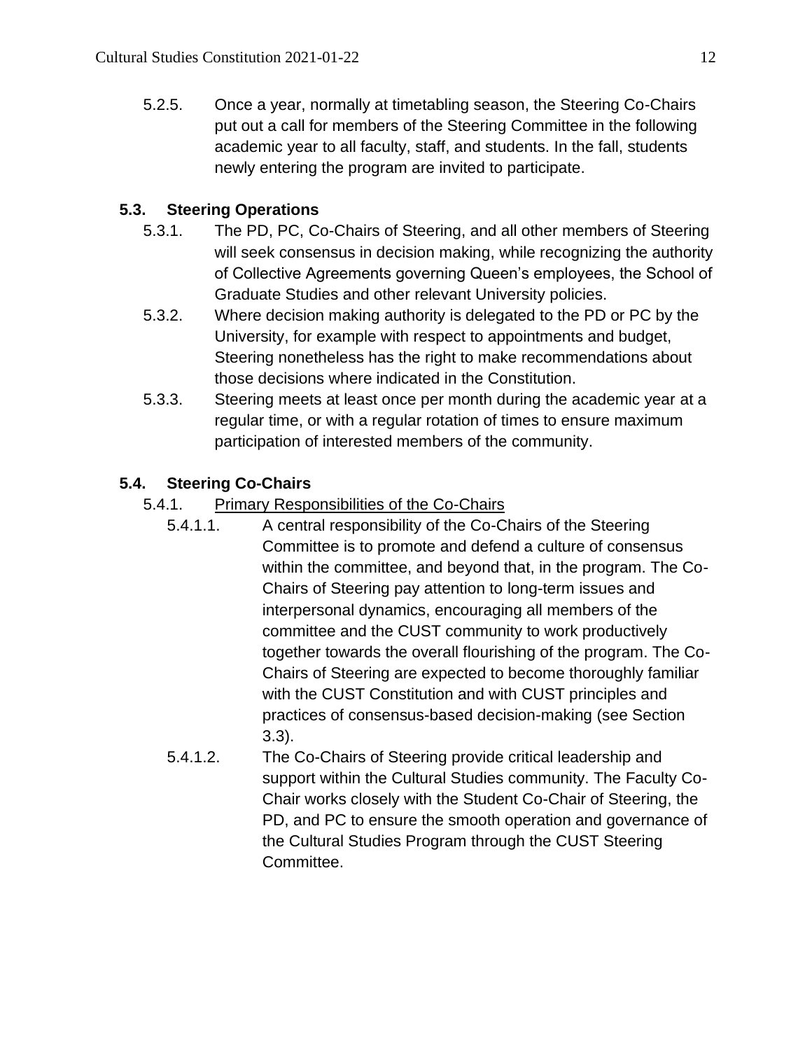5.2.5. Once a year, normally at timetabling season, the Steering Co-Chairs put out a call for members of the Steering Committee in the following academic year to all faculty, staff, and students. In the fall, students newly entering the program are invited to participate.

### 5.3. Steering Operations

5.3.1. The PD, PC, Co-Chairs of Steering, and all other members of Steering will seek consensus in decision making, while recognizing the authority of Collective Agreements governing Queen's employees, the School of Graduate Studies and other relevant University policies.

5.3.2. Where decision making authority is delegated to the PD or PC by the University, for example with respect to appointments and budget, Steering nonetheless has the right to make recommendations about those decisions where indicated in the Constitution.

5.3.3. Steering meets at least once per month during the academic year at a regular time, or with a regular rotation of times to ensure maximum participation of interested members of the community.

### 5.4. Steering Co-Chairs

5.4.1. Primary Responsibilities of the Co-Chairs

5.4.1.1. A central responsibility of the Co-Chairs of the Steering Committee is to promote and defend a culture of consensus within the committee, and beyond that, in the program. The Co-Chairs of Steering pay attention to long-term issues and interpersonal dynamics, encouraging all members of the committee and the CUST community to work productively together towards the overall flourishing of the program. The Co-Chairs of Steering are expected to become thoroughly familiar with the CUST Constitution and with CUST principles and practices of consensus-based decision-making (see Section 3.3).

5.4.1.2. The Co-Chairs of Steering provide critical leadership and support within the Cultural Studies community. The Faculty Co-Chair works closely with the Student Co-Chair of Steering, the PD, and PC to ensure the smooth operation and governance of the Cultural Studies Program through the CUST Steering Committee.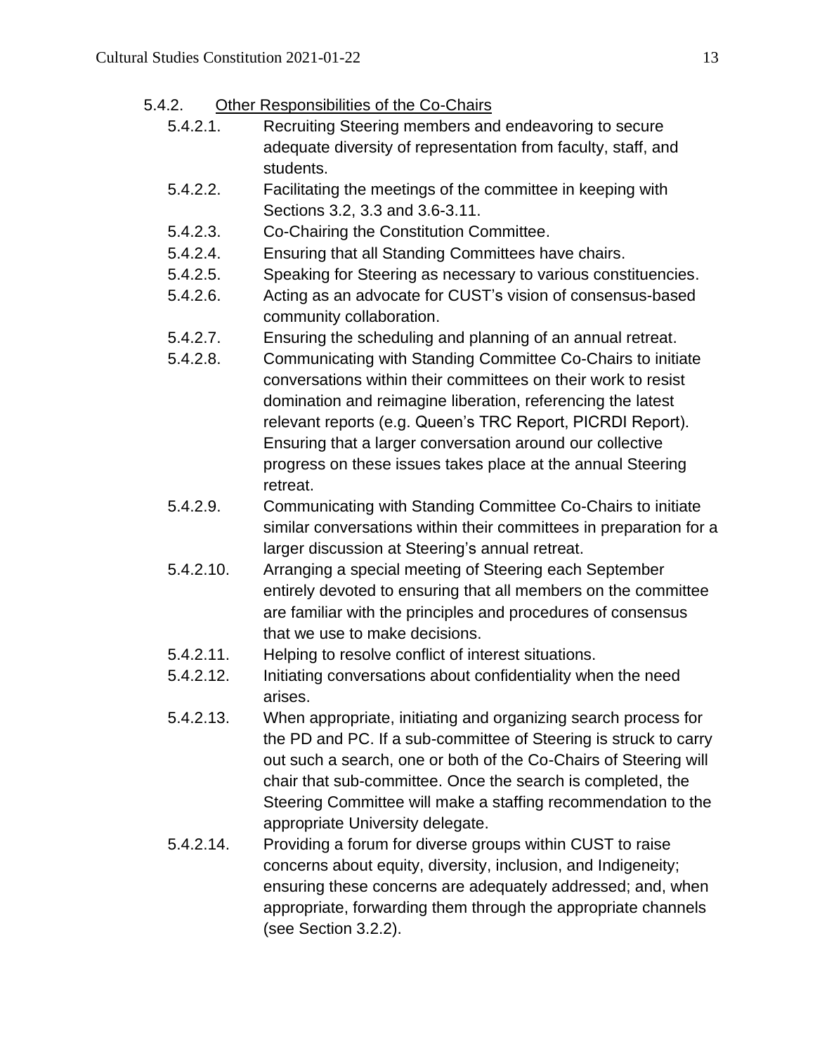5.4.2. <u>Other Responsibilities of the Co-Chairs</u>

- 5.4.2.1. Recruiting Steering members and endeavoring to secure adequate diversity of representation from faculty, staff, and students.
- 5.4.2.2. Facilitating the meetings of the committee in keeping with Sections 3.2, 3.3 and 3.6-3.11.
- 5.4.2.3. Co-Chairing the Constitution Committee.
- 5.4.2.4. Ensuring that all Standing Committees have chairs.
- 5.4.2.5. Speaking for Steering as necessary to various constituencies.
- 5.4.2.6. Acting as an advocate for CUST's vision of consensus-based community collaboration.
- 5.4.2.7. Ensuring the scheduling and planning of an annual retreat.
- 5.4.2.8. Communicating with Standing Committee Co-Chairs to initiate conversations within their committees on their work to resist domination and reimagine liberation, referencing the latest relevant reports (e.g. Queen's TRC Report, PICRDI Report). Ensuring that a larger conversation around our collective progress on these issues takes place at the annual Steering retreat.
- 5.4.2.9. Communicating with Standing Committee Co-Chairs to initiate similar conversations within their committees in preparation for a larger discussion at Steering's annual retreat.
- 5.4.2.10. Arranging a special meeting of Steering each September entirely devoted to ensuring that all members on the committee are familiar with the principles and procedures of consensus that we use to make decisions.
- 5.4.2.11. Helping to resolve conflict of interest situations.
- 5.4.2.12. Initiating conversations about confidentiality when the need arises.
- 5.4.2.13. When appropriate, initiating and organizing search process for the PD and PC. If a sub-committee of Steering is struck to carry out such a search, one or both of the Co-Chairs of Steering will chair that sub-committee. Once the search is completed, the Steering Committee will make a staffing recommendation to the appropriate University delegate.
- 5.4.2.14. Providing a forum for diverse groups within CUST to raise concerns about equity, diversity, inclusion, and Indigeneity; ensuring these concerns are adequately addressed; and, when appropriate, forwarding them through the appropriate channels (see Section 3.2.2).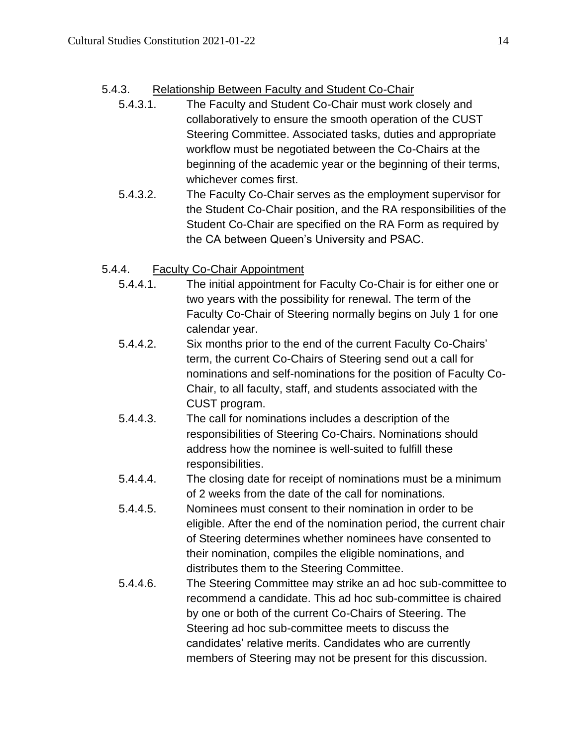5.4.3. Relationship Between Faculty and Student Co-Chair

5.4.3.1. The Faculty and Student Co-Chair must work closely and collaboratively to ensure the smooth operation of the CUST Steering Committee. Associated tasks, duties and appropriate workflow must be negotiated between the Co-Chairs at the beginning of the academic year or the beginning of their terms, whichever comes first.

5.4.3.2. The Faculty Co-Chair serves as the employment supervisor for the Student Co-Chair position, and the RA responsibilities of the Student Co-Chair are specified on the RA Form as required by the CA between Queen's University and PSAC.

5.4.4. Faculty Co-Chair Appointment

5.4.4.1. The initial appointment for Faculty Co-Chair is for either one or two years with the possibility for renewal. The term of the Faculty Co-Chair of Steering normally begins on July 1 for one calendar year.

5.4.4.2. Six months prior to the end of the current Faculty Co-Chairs' term, the current Co-Chairs of Steering send out a call for nominations and self-nominations for the position of Faculty Co-Chair, to all faculty, staff, and students associated with the CUST program.

5.4.4.3. The call for nominations includes a description of the responsibilities of Steering Co-Chairs. Nominations should address how the nominee is well-suited to fulfill these responsibilities.

5.4.4.4. The closing date for receipt of nominations must be a minimum of 2 weeks from the date of the call for nominations.

5.4.4.5. Nominees must consent to their nomination in order to be eligible. After the end of the nomination period, the current chair of Steering determines whether nominees have consented to their nomination, compiles the eligible nominations, and distributes them to the Steering Committee.

5.4.4.6. The Steering Committee may strike an ad hoc sub-committee to recommend a candidate. This ad hoc sub-committee is chaired by one or both of the current Co-Chairs of Steering. The Steering ad hoc sub-committee meets to discuss the candidates' relative merits. Candidates who are currently members of Steering may not be present for this discussion.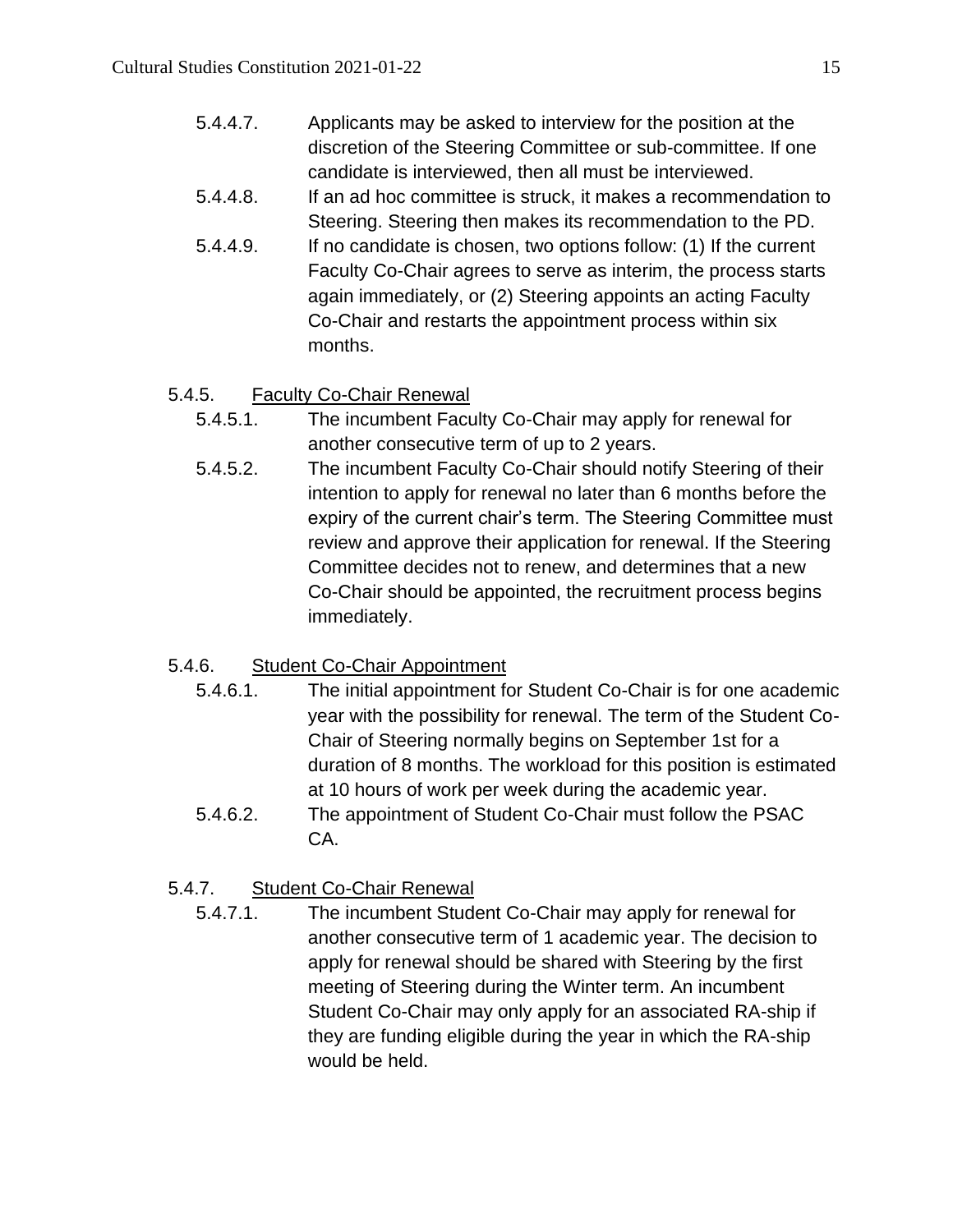5.4.4.7. Applicants may be asked to interview for the position at the discretion of the Steering Committee or sub-committee. If one candidate is interviewed, then all must be interviewed.

5.4.4.8. If an ad hoc committee is struck, it makes a recommendation to Steering. Steering then makes its recommendation to the PD.

5.4.4.9. If no candidate is chosen, two options follow: (1) If the current Faculty Co-Chair agrees to serve as interim, the process starts again immediately, or (2) Steering appoints an acting Faculty Co-Chair and restarts the appointment process within six months.

5.4.5. Faculty Co-Chair Renewal

5.4.5.1. The incumbent Faculty Co-Chair may apply for renewal for another consecutive term of up to 2 years.

5.4.5.2. The incumbent Faculty Co-Chair should notify Steering of their intention to apply for renewal no later than 6 months before the expiry of the current chair's term. The Steering Committee must review and approve their application for renewal. If the Steering Committee decides not to renew, and determines that a new Co-Chair should be appointed, the recruitment process begins immediately.

5.4.6. Student Co-Chair Appointment

5.4.6.1. The initial appointment for Student Co-Chair is for one academic year with the possibility for renewal. The term of the Student Co-Chair of Steering normally begins on September 1st for a duration of 8 months. The workload for this position is estimated at 10 hours of work per week during the academic year.

5.4.6.2. The appointment of Student Co-Chair must follow the PSAC CA.

5.4.7. Student Co-Chair Renewal

5.4.7.1. The incumbent Student Co-Chair may apply for renewal for another consecutive term of 1 academic year. The decision to apply for renewal should be shared with Steering by the first meeting of Steering during the Winter term. An incumbent Student Co-Chair may only apply for an associated RA-ship if they are funding eligible during the year in which the RA-ship would be held.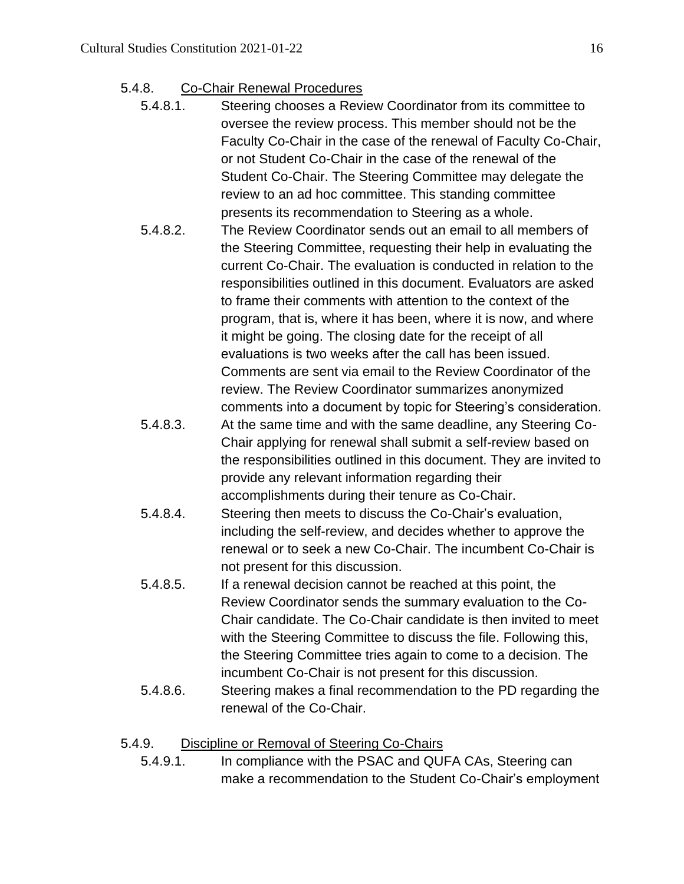5.4.8. <u>Co-Chair Renewal Procedures</u>

5.4.8.1. Steering chooses a Review Coordinator from its committee to oversee the review process. This member should not be the Faculty Co-Chair in the case of the renewal of Faculty Co-Chair, or not Student Co-Chair in the case of the renewal of the Student Co-Chair. The Steering Committee may delegate the review to an ad hoc committee. This standing committee presents its recommendation to Steering as a whole.

5.4.8.2. The Review Coordinator sends out an email to all members of the Steering Committee, requesting their help in evaluating the current Co-Chair. The evaluation is conducted in relation to the responsibilities outlined in this document. Evaluators are asked to frame their comments with attention to the context of the program, that is, where it has been, where it is now, and where it might be going. The closing date for the receipt of all evaluations is two weeks after the call has been issued. Comments are sent via email to the Review Coordinator of the review. The Review Coordinator summarizes anonymized comments into a document by topic for Steering's consideration.

5.4.8.3. At the same time and with the same deadline, any Steering Co-Chair applying for renewal shall submit a self-review based on the responsibilities outlined in this document. They are invited to provide any relevant information regarding their accomplishments during their tenure as Co-Chair.

5.4.8.4. Steering then meets to discuss the Co-Chair's evaluation, including the self-review, and decides whether to approve the renewal or to seek a new Co-Chair. The incumbent Co-Chair is not present for this discussion.

5.4.8.5. If a renewal decision cannot be reached at this point, the Review Coordinator sends the summary evaluation to the Co-Chair candidate. The Co-Chair candidate is then invited to meet with the Steering Committee to discuss the file. Following this, the Steering Committee tries again to come to a decision. The incumbent Co-Chair is not present for this discussion.

5.4.8.6. Steering makes a final recommendation to the PD regarding the renewal of the Co-Chair.

5.4.9. <u>Discipline or Removal of Steering Co-Chairs</u>

5.4.9.1. In compliance with the PSAC and QUFA CAs, Steering can make a recommendation to the Student Co-Chair's employment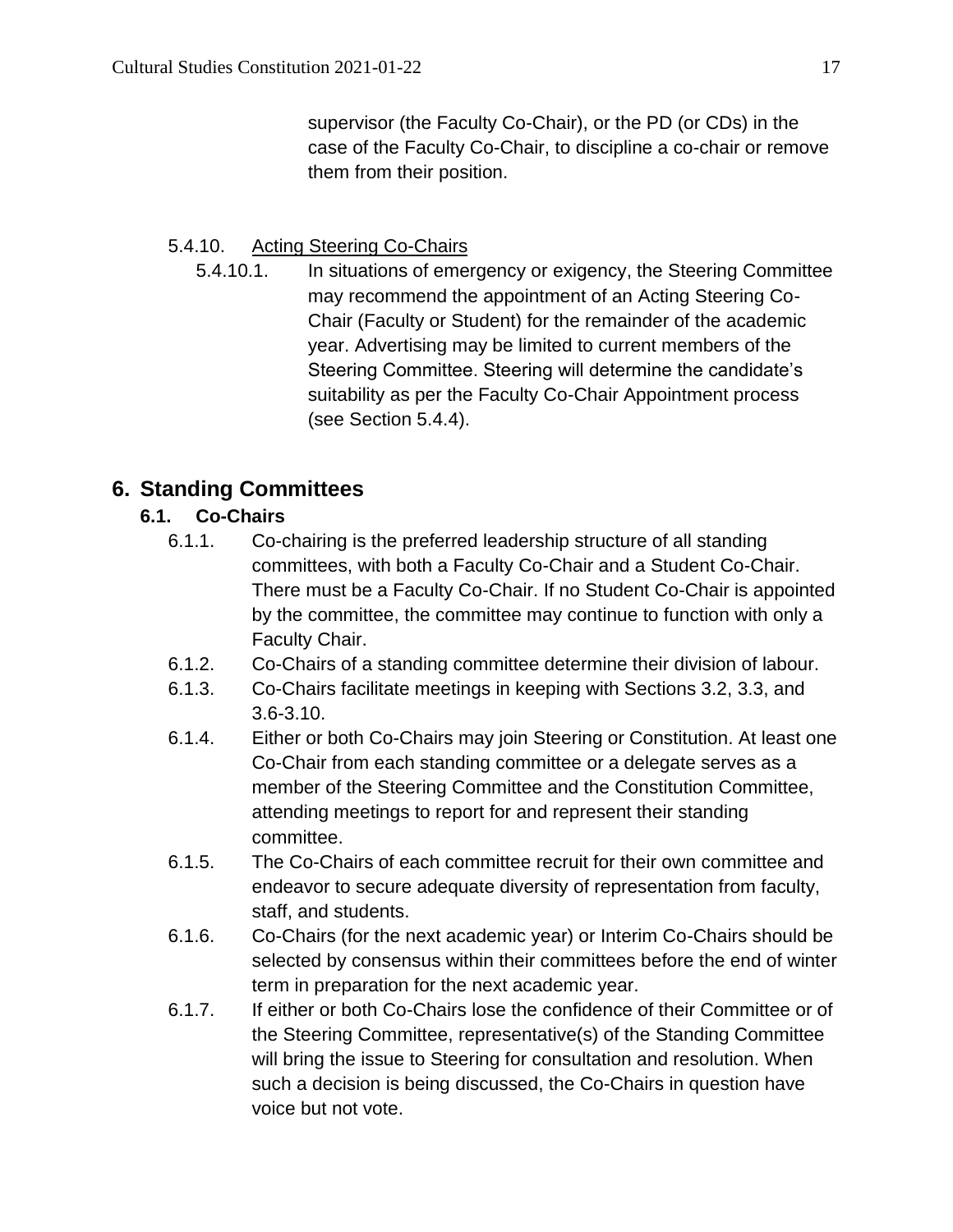supervisor (the Faculty Co-Chair), or the PD (or CDs) in the case of the Faculty Co-Chair, to discipline a co-chair or remove them from their position.

5.4.10. Acting Steering Co-Chairs

5.4.10.1. In situations of emergency or exigency, the Steering Committee may recommend the appointment of an Acting Steering Co-Chair (Faculty or Student) for the remainder of the academic year. Advertising may be limited to current members of the Steering Committee. Steering will determine the candidate's suitability as per the Faculty Co-Chair Appointment process (see Section 5.4.4).

# 6. Standing Committees

## 6.1. Co-Chairs

6.1.1. Co-chairing is the preferred leadership structure of all standing committees, with both a Faculty Co-Chair and a Student Co-Chair. There must be a Faculty Co-Chair. If no Student Co-Chair is appointed by the committee, the committee may continue to function with only a Faculty Chair.

6.1.2. Co-Chairs of a standing committee determine their division of labour.

6.1.3. Co-Chairs facilitate meetings in keeping with Sections 3.2, 3.3, and 3.6-3.10.

6.1.4. Either or both Co-Chairs may join Steering or Constitution. At least one Co-Chair from each standing committee or a delegate serves as a member of the Steering Committee and the Constitution Committee, attending meetings to report for and represent their standing committee.

6.1.5. The Co-Chairs of each committee recruit for their own committee and endeavor to secure adequate diversity of representation from faculty, staff, and students.

6.1.6. Co-Chairs (for the next academic year) or Interim Co-Chairs should be selected by consensus within their committees before the end of winter term in preparation for the next academic year.

6.1.7. If either or both Co-Chairs lose the confidence of their Committee or of the Steering Committee, representative(s) of the Standing Committee will bring the issue to Steering for consultation and resolution. When such a decision is being discussed, the Co-Chairs in question have voice but not vote.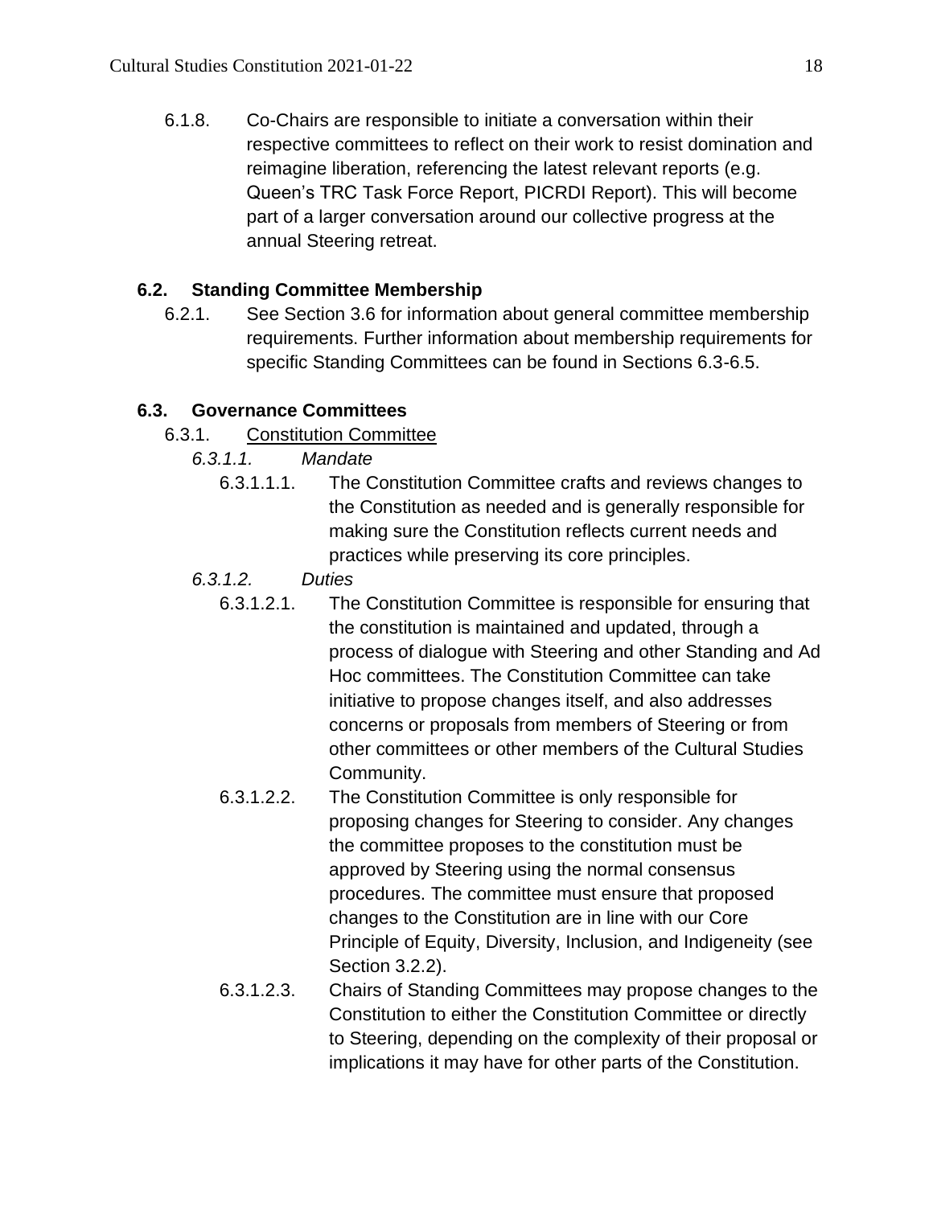6.1.8. Co-Chairs are responsible to initiate a conversation within their respective committees to reflect on their work to resist domination and reimagine liberation, referencing the latest relevant reports (e.g. Queen's TRC Task Force Report, PICRDI Report). This will become part of a larger conversation around our collective progress at the annual Steering retreat.

### 6.2. Standing Committee Membership

6.2.1. See Section 3.6 for information about general committee membership requirements. Further information about membership requirements for specific Standing Committees can be found in Sections 6.3-6.5.

### 6.3. Governance Committees

6.3.1. <u>Constitution Committee</u>

*6.3.1.1. Mandate*

6.3.1.1.1. The Constitution Committee crafts and reviews changes to the Constitution as needed and is generally responsible for making sure the Constitution reflects current needs and practices while preserving its core principles.

*6.3.1.2. Duties*

6.3.1.2.1. The Constitution Committee is responsible for ensuring that the constitution is maintained and updated, through a process of dialogue with Steering and other Standing and Ad Hoc committees. The Constitution Committee can take initiative to propose changes itself, and also addresses concerns or proposals from members of Steering or from other committees or other members of the Cultural Studies Community.

6.3.1.2.2. The Constitution Committee is only responsible for proposing changes for Steering to consider. Any changes the committee proposes to the constitution must be approved by Steering using the normal consensus procedures. The committee must ensure that proposed changes to the Constitution are in line with our Core Principle of Equity, Diversity, Inclusion, and Indigeneity (see Section 3.2.2).

6.3.1.2.3. Chairs of Standing Committees may propose changes to the Constitution to either the Constitution Committee or directly to Steering, depending on the complexity of their proposal or implications it may have for other parts of the Constitution.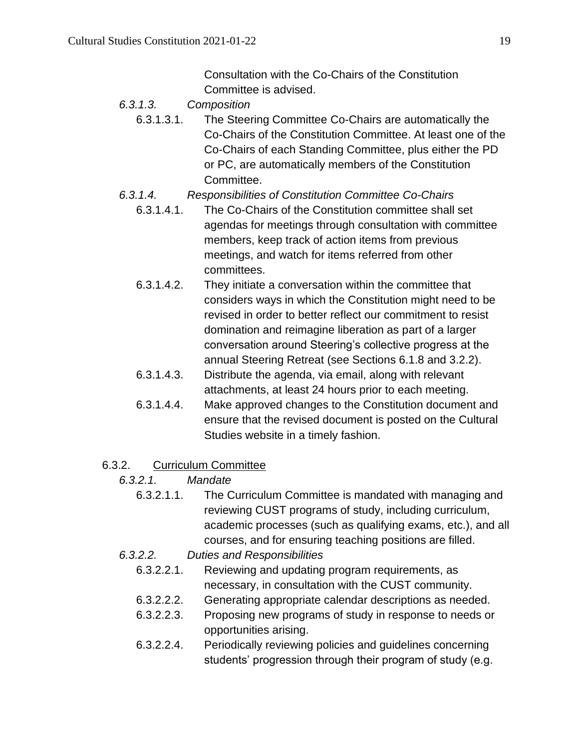Consultation with the Co-Chairs of the Constitution Committee is advised.

*6.3.1.3. Composition*

6.3.1.3.1. The Steering Committee Co-Chairs are automatically the Co-Chairs of the Constitution Committee. At least one of the Co-Chairs of each Standing Committee, plus either the PD or PC, are automatically members of the Constitution Committee.

*6.3.1.4. Responsibilities of Constitution Committee Co-Chairs*

6.3.1.4.1. The Co-Chairs of the Constitution committee shall set agendas for meetings through consultation with committee members, keep track of action items from previous meetings, and watch for items referred from other committees.

6.3.1.4.2. They initiate a conversation within the committee that considers ways in which the Constitution might need to be revised in order to better reflect our commitment to resist domination and reimagine liberation as part of a larger conversation around Steering's collective progress at the annual Steering Retreat (see Sections 6.1.8 and 3.2.2).

6.3.1.4.3. Distribute the agenda, via email, along with relevant attachments, at least 24 hours prior to each meeting.

6.3.1.4.4. Make approved changes to the Constitution document and ensure that the revised document is posted on the Cultural Studies website in a timely fashion.

6.3.2. <u>Curriculum Committee</u>

*6.3.2.1. Mandate*

6.3.2.1.1. The Curriculum Committee is mandated with managing and reviewing CUST programs of study, including curriculum, academic processes (such as qualifying exams, etc.), and all courses, and for ensuring teaching positions are filled.

*6.3.2.2. Duties and Responsibilities*

6.3.2.2.1. Reviewing and updating program requirements, as necessary, in consultation with the CUST community.

6.3.2.2.2. Generating appropriate calendar descriptions as needed.

6.3.2.2.3. Proposing new programs of study in response to needs or opportunities arising.

6.3.2.2.4. Periodically reviewing policies and guidelines concerning students' progression through their program of study (e.g.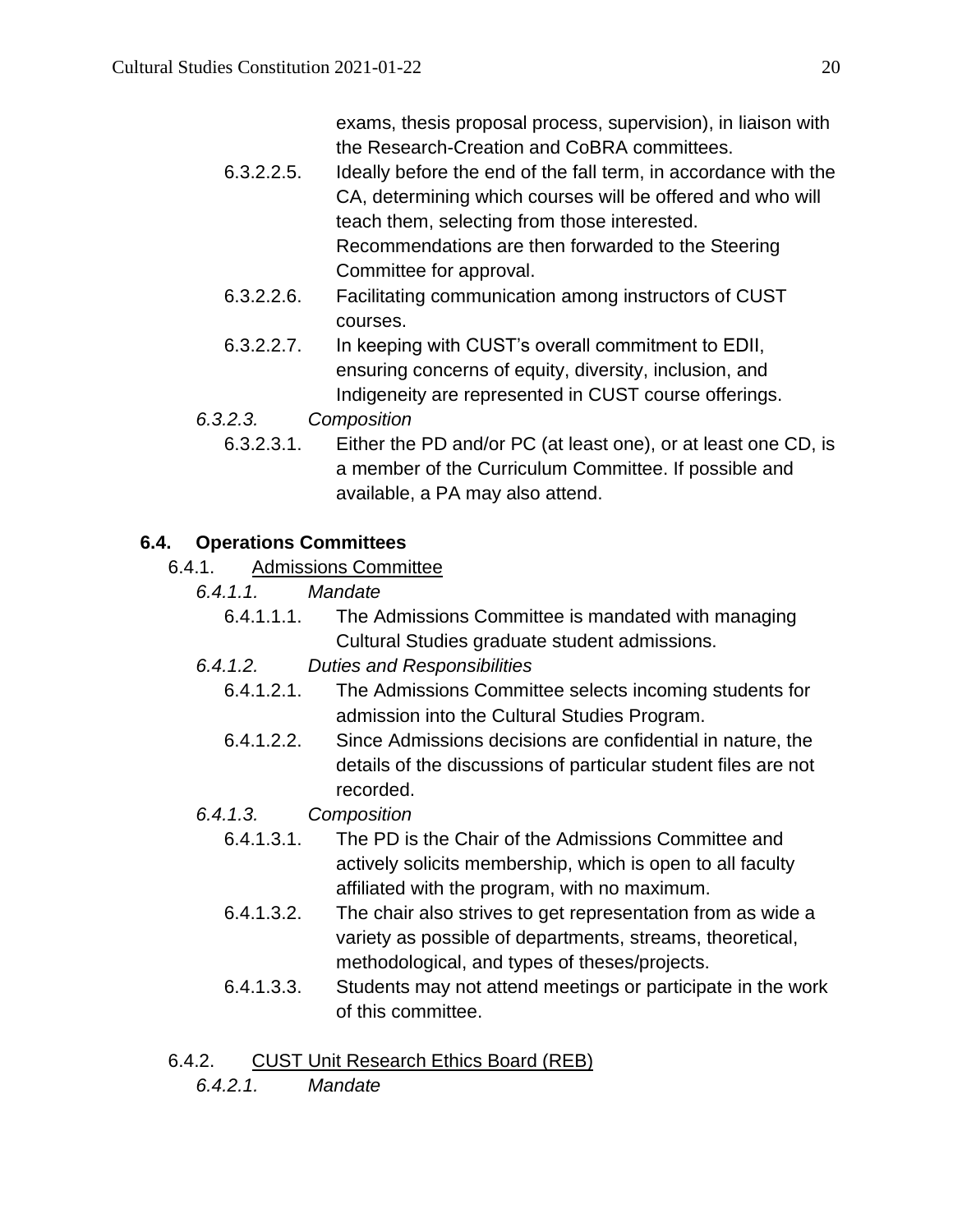exams, thesis proposal process, supervision), in liaison with the Research-Creation and CoBRA committees.

6.3.2.2.5. Ideally before the end of the fall term, in accordance with the CA, determining which courses will be offered and who will teach them, selecting from those interested. Recommendations are then forwarded to the Steering Committee for approval.

6.3.2.2.6. Facilitating communication among instructors of CUST courses.

6.3.2.2.7. In keeping with CUST's overall commitment to EDII, ensuring concerns of equity, diversity, inclusion, and Indigeneity are represented in CUST course offerings.

*6.3.2.3. Composition*

6.3.2.3.1. Either the PD and/or PC (at least one), or at least one CD, is a member of the Curriculum Committee. If possible and available, a PA may also attend.

## 6.4. Operations Committees

6.4.1. <u>Admissions Committee</u>

*6.4.1.1. Mandate*

6.4.1.1.1. The Admissions Committee is mandated with managing Cultural Studies graduate student admissions.

*6.4.1.2. Duties and Responsibilities*

6.4.1.2.1. The Admissions Committee selects incoming students for admission into the Cultural Studies Program.

6.4.1.2.2. Since Admissions decisions are confidential in nature, the details of the discussions of particular student files are not recorded.

*6.4.1.3. Composition*

6.4.1.3.1. The PD is the Chair of the Admissions Committee and actively solicits membership, which is open to all faculty affiliated with the program, with no maximum.

6.4.1.3.2. The chair also strives to get representation from as wide a variety as possible of departments, streams, theoretical, methodological, and types of theses/projects.

6.4.1.3.3. Students may not attend meetings or participate in the work of this committee.

6.4.2. <u>CUST Unit Research Ethics Board (REB)</u>

*6.4.2.1. Mandate*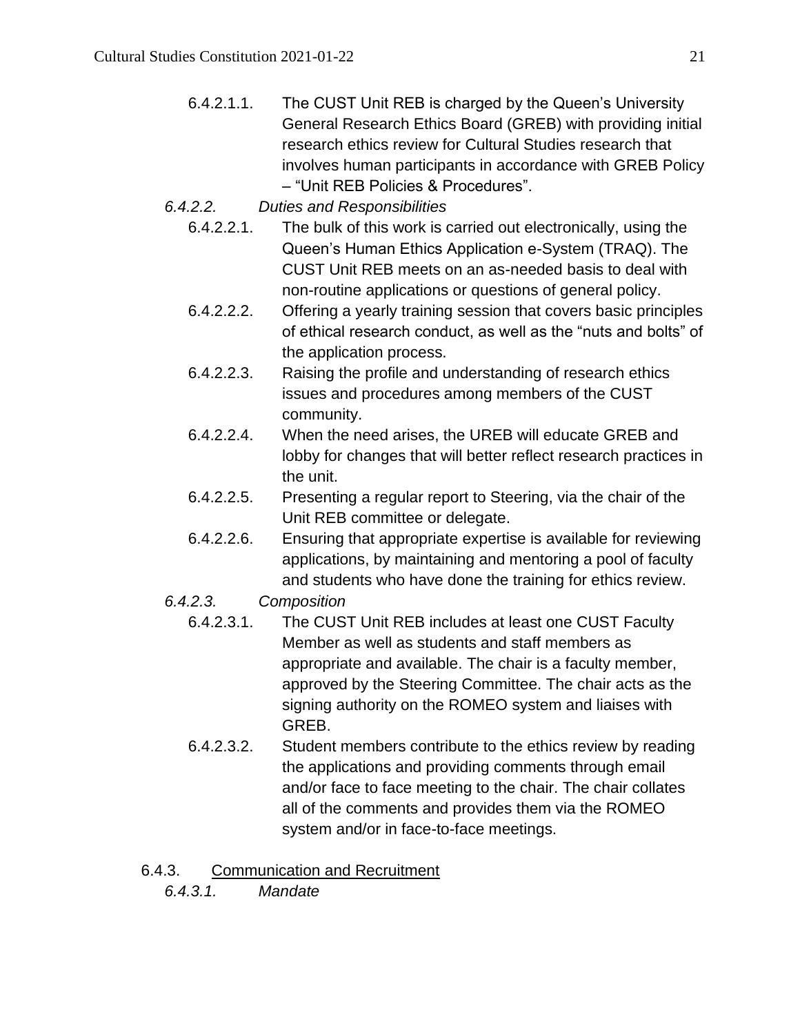6.4.2.1.1. The CUST Unit REB is charged by the Queen's University General Research Ethics Board (GREB) with providing initial research ethics review for Cultural Studies research that involves human participants in accordance with GREB Policy – "Unit REB Policies & Procedures".

*6.4.2.2. Duties and Responsibilities*

6.4.2.2.1. The bulk of this work is carried out electronically, using the Queen's Human Ethics Application e-System (TRAQ). The CUST Unit REB meets on an as-needed basis to deal with non-routine applications or questions of general policy.

6.4.2.2.2. Offering a yearly training session that covers basic principles of ethical research conduct, as well as the "nuts and bolts" of the application process.

6.4.2.2.3. Raising the profile and understanding of research ethics issues and procedures among members of the CUST community.

6.4.2.2.4. When the need arises, the UREB will educate GREB and lobby for changes that will better reflect research practices in the unit.

6.4.2.2.5. Presenting a regular report to Steering, via the chair of the Unit REB committee or delegate.

6.4.2.2.6. Ensuring that appropriate expertise is available for reviewing applications, by maintaining and mentoring a pool of faculty and students who have done the training for ethics review.

*6.4.2.3. Composition*

6.4.2.3.1. The CUST Unit REB includes at least one CUST Faculty Member as well as students and staff members as appropriate and available. The chair is a faculty member, approved by the Steering Committee. The chair acts as the signing authority on the ROMEO system and liaises with GREB.

6.4.2.3.2. Student members contribute to the ethics review by reading the applications and providing comments through email and/or face to face meeting to the chair. The chair collates all of the comments and provides them via the ROMEO system and/or in face-to-face meetings.

6.4.3. <u>Communication and Recruitment</u>

*6.4.3.1. Mandate*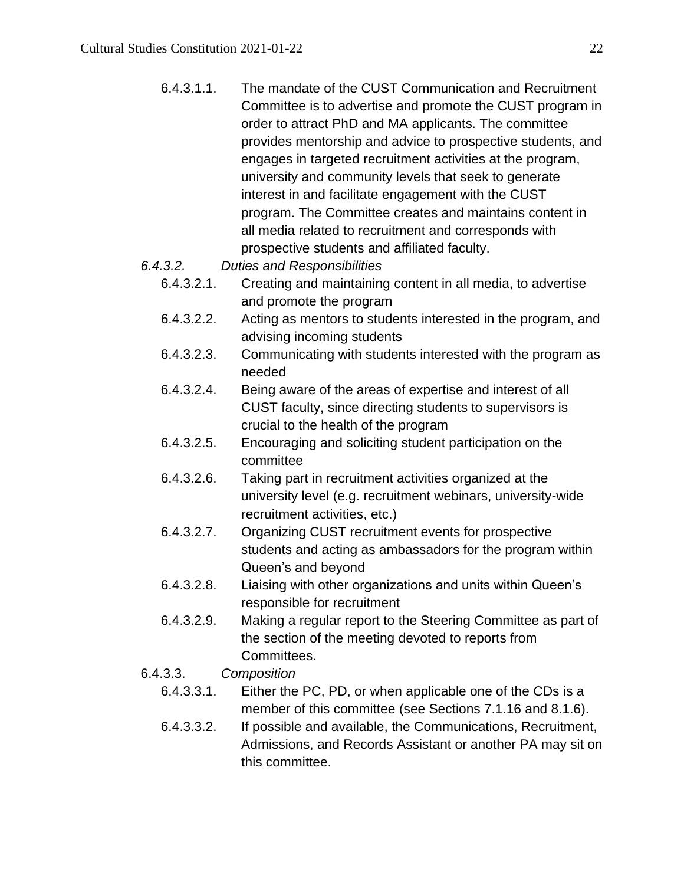6.4.3.1.1. The mandate of the CUST Communication and Recruitment Committee is to advertise and promote the CUST program in order to attract PhD and MA applicants. The committee provides mentorship and advice to prospective students, and engages in targeted recruitment activities at the program, university and community levels that seek to generate interest in and facilitate engagement with the CUST program. The Committee creates and maintains content in all media related to recruitment and corresponds with prospective students and affiliated faculty.

*6.4.3.2. Duties and Responsibilities*

- 6.4.3.2.1. Creating and maintaining content in all media, to advertise and promote the program
- 6.4.3.2.2. Acting as mentors to students interested in the program, and advising incoming students
- 6.4.3.2.3. Communicating with students interested with the program as needed
- 6.4.3.2.4. Being aware of the areas of expertise and interest of all CUST faculty, since directing students to supervisors is crucial to the health of the program
- 6.4.3.2.5. Encouraging and soliciting student participation on the committee
- 6.4.3.2.6. Taking part in recruitment activities organized at the university level (e.g. recruitment webinars, university-wide recruitment activities, etc.)
- 6.4.3.2.7. Organizing CUST recruitment events for prospective students and acting as ambassadors for the program within Queen's and beyond
- 6.4.3.2.8. Liaising with other organizations and units within Queen's responsible for recruitment
- 6.4.3.2.9. Making a regular report to the Steering Committee as part of the section of the meeting devoted to reports from Committees.

6.4.3.3. *Composition*

- 6.4.3.3.1. Either the PC, PD, or when applicable one of the CDs is a member of this committee (see Sections 7.1.16 and 8.1.6).
- 6.4.3.3.2. If possible and available, the Communications, Recruitment, Admissions, and Records Assistant or another PA may sit on this committee.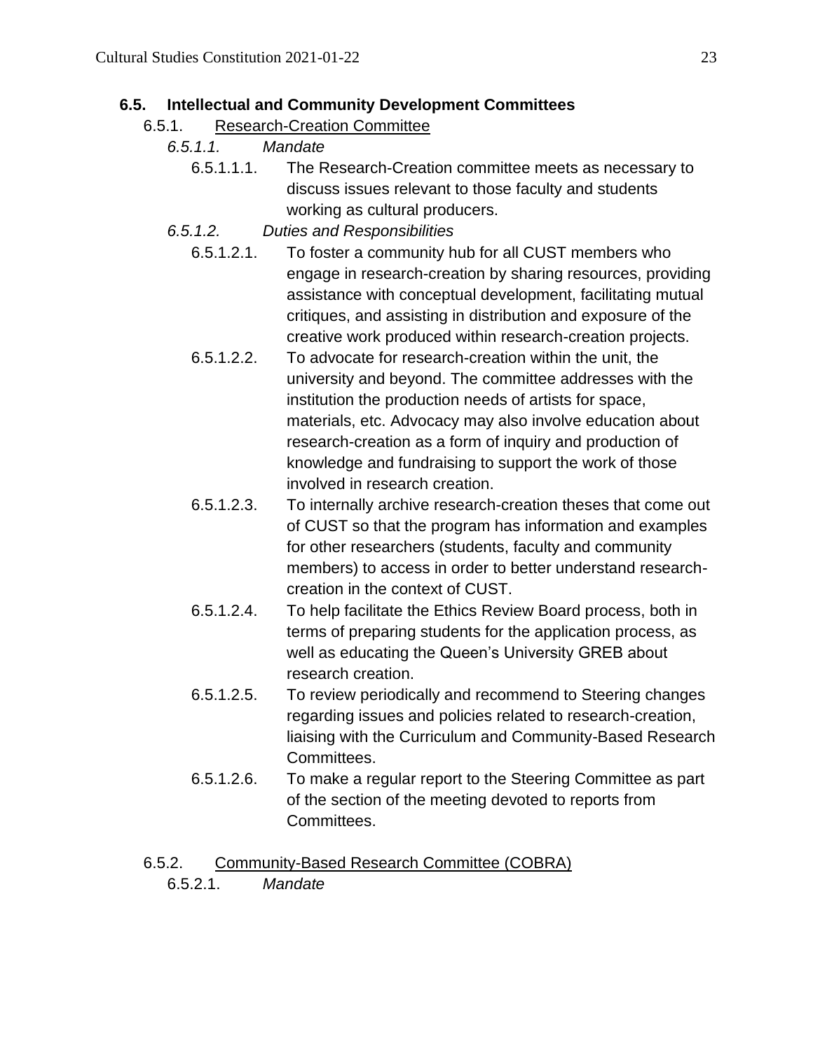### 6.5. Intellectual and Community Development Committees

6.5.1. Research-Creation Committee

*6.5.1.1. Mandate*

6.5.1.1.1. The Research-Creation committee meets as necessary to discuss issues relevant to those faculty and students working as cultural producers.

*6.5.1.2. Duties and Responsibilities*

6.5.1.2.1. To foster a community hub for all CUST members who engage in research-creation by sharing resources, providing assistance with conceptual development, facilitating mutual critiques, and assisting in distribution and exposure of the creative work produced within research-creation projects.

6.5.1.2.2. To advocate for research-creation within the unit, the university and beyond. The committee addresses with the institution the production needs of artists for space, materials, etc. Advocacy may also involve education about research-creation as a form of inquiry and production of knowledge and fundraising to support the work of those involved in research creation.

6.5.1.2.3. To internally archive research-creation theses that come out of CUST so that the program has information and examples for other researchers (students, faculty and community members) to access in order to better understand research-creation in the context of CUST.

6.5.1.2.4. To help facilitate the Ethics Review Board process, both in terms of preparing students for the application process, as well as educating the Queen's University GREB about research creation.

6.5.1.2.5. To review periodically and recommend to Steering changes regarding issues and policies related to research-creation, liaising with the Curriculum and Community-Based Research Committees.

6.5.1.2.6. To make a regular report to the Steering Committee as part of the section of the meeting devoted to reports from Committees.

6.5.2. Community-Based Research Committee (COBRA)

*6.5.2.1. Mandate*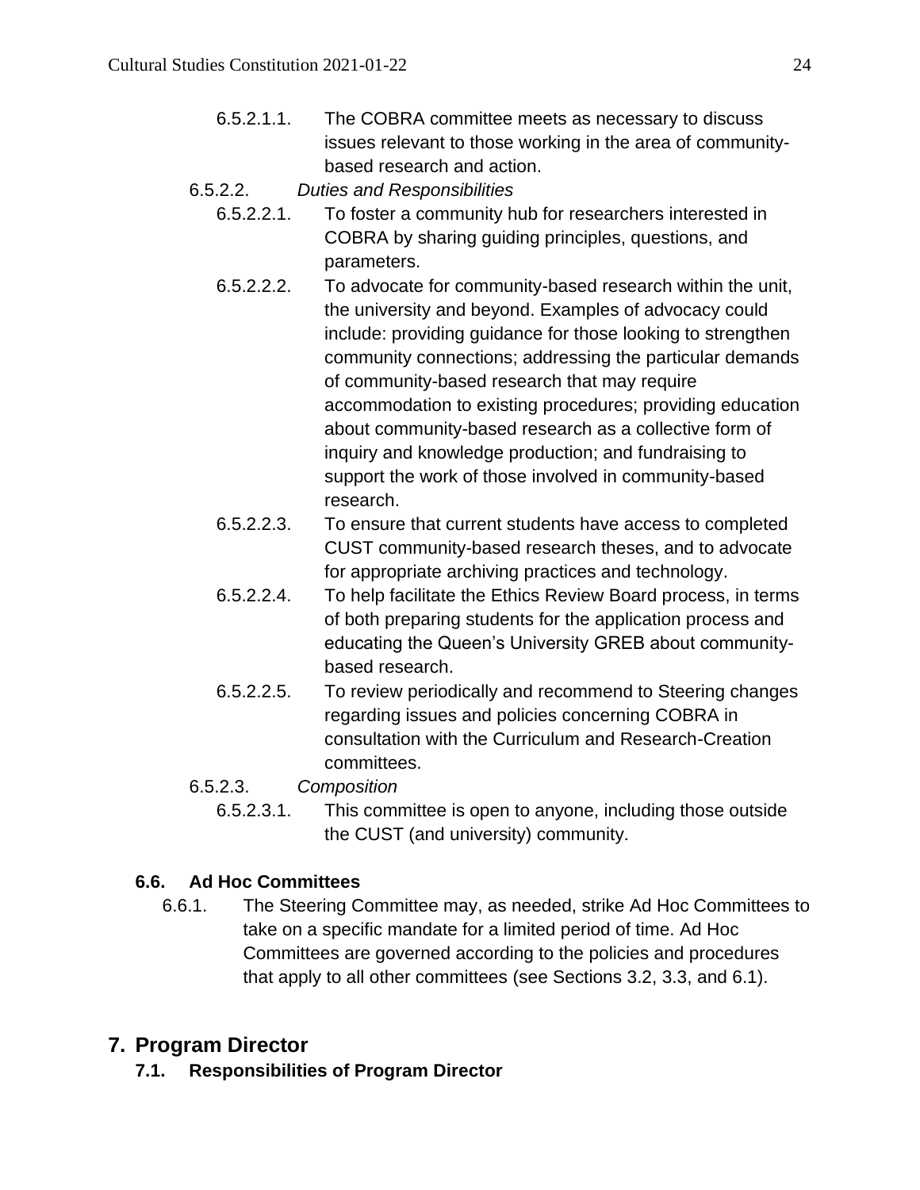6.5.2.1.1. The COBRA committee meets as necessary to discuss issues relevant to those working in the area of community-based research and action.

6.5.2.2. *Duties and Responsibilities*

6.5.2.2.1. To foster a community hub for researchers interested in COBRA by sharing guiding principles, questions, and parameters.

6.5.2.2.2. To advocate for community-based research within the unit, the university and beyond. Examples of advocacy could include: providing guidance for those looking to strengthen community connections; addressing the particular demands of community-based research that may require accommodation to existing procedures; providing education about community-based research as a collective form of inquiry and knowledge production; and fundraising to support the work of those involved in community-based research.

6.5.2.2.3. To ensure that current students have access to completed CUST community-based research theses, and to advocate for appropriate archiving practices and technology.

6.5.2.2.4. To help facilitate the Ethics Review Board process, in terms of both preparing students for the application process and educating the Queen's University GREB about community-based research.

6.5.2.2.5. To review periodically and recommend to Steering changes regarding issues and policies concerning COBRA in consultation with the Curriculum and Research-Creation committees.

6.5.2.3. *Composition*

6.5.2.3.1. This committee is open to anyone, including those outside the CUST (and university) community.

### 6.6. Ad Hoc Committees

6.6.1. The Steering Committee may, as needed, strike Ad Hoc Committees to take on a specific mandate for a limited period of time. Ad Hoc Committees are governed according to the policies and procedures that apply to all other committees (see Sections 3.2, 3.3, and 6.1).

## 7. Program Director

### 7.1. Responsibilities of Program Director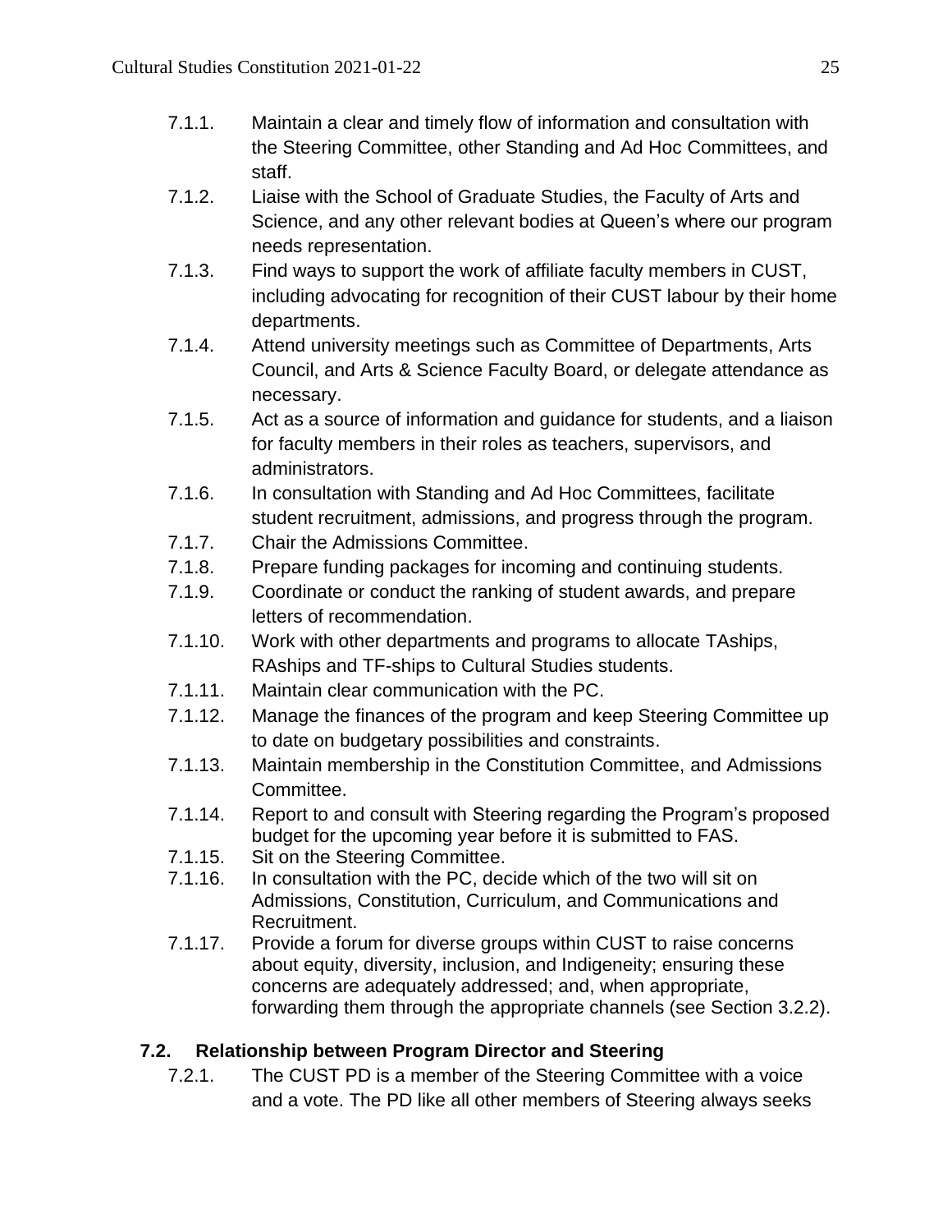7.1.1. Maintain a clear and timely flow of information and consultation with the Steering Committee, other Standing and Ad Hoc Committees, and staff.

7.1.2. Liaise with the School of Graduate Studies, the Faculty of Arts and Science, and any other relevant bodies at Queen's where our program needs representation.

7.1.3. Find ways to support the work of affiliate faculty members in CUST, including advocating for recognition of their CUST labour by their home departments.

7.1.4. Attend university meetings such as Committee of Departments, Arts Council, and Arts & Science Faculty Board, or delegate attendance as necessary.

7.1.5. Act as a source of information and guidance for students, and a liaison for faculty members in their roles as teachers, supervisors, and administrators.

7.1.6. In consultation with Standing and Ad Hoc Committees, facilitate student recruitment, admissions, and progress through the program.

7.1.7. Chair the Admissions Committee.

7.1.8. Prepare funding packages for incoming and continuing students.

7.1.9. Coordinate or conduct the ranking of student awards, and prepare letters of recommendation.

7.1.10. Work with other departments and programs to allocate TAships, RAships and TF-ships to Cultural Studies students.

7.1.11. Maintain clear communication with the PC.

7.1.12. Manage the finances of the program and keep Steering Committee up to date on budgetary possibilities and constraints.

7.1.13. Maintain membership in the Constitution Committee, and Admissions Committee.

7.1.14. Report to and consult with Steering regarding the Program's proposed budget for the upcoming year before it is submitted to FAS.

7.1.15. Sit on the Steering Committee.

7.1.16. In consultation with the PC, decide which of the two will sit on Admissions, Constitution, Curriculum, and Communications and Recruitment.

7.1.17. Provide a forum for diverse groups within CUST to raise concerns about equity, diversity, inclusion, and Indigeneity; ensuring these concerns are adequately addressed; and, when appropriate, forwarding them through the appropriate channels (see Section 3.2.2).

### 7.2. Relationship between Program Director and Steering

7.2.1. The CUST PD is a member of the Steering Committee with a voice and a vote. The PD like all other members of Steering always seeks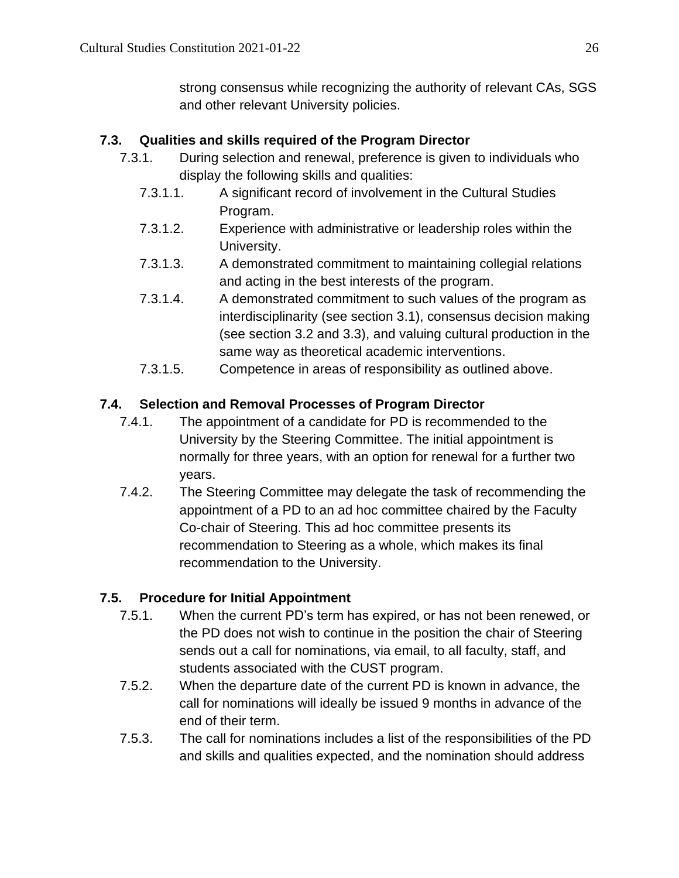strong consensus while recognizing the authority of relevant CAs, SGS and other relevant University policies.

### 7.3. Qualities and skills required of the Program Director

7.3.1. During selection and renewal, preference is given to individuals who display the following skills and qualities:

- 7.3.1.1. A significant record of involvement in the Cultural Studies Program.
- 7.3.1.2. Experience with administrative or leadership roles within the University.
- 7.3.1.3. A demonstrated commitment to maintaining collegial relations and acting in the best interests of the program.
- 7.3.1.4. A demonstrated commitment to such values of the program as interdisciplinarity (see section 3.1), consensus decision making (see section 3.2 and 3.3), and valuing cultural production in the same way as theoretical academic interventions.
- 7.3.1.5. Competence in areas of responsibility as outlined above.

### 7.4. Selection and Removal Processes of Program Director

7.4.1. The appointment of a candidate for PD is recommended to the University by the Steering Committee. The initial appointment is normally for three years, with an option for renewal for a further two years.

7.4.2. The Steering Committee may delegate the task of recommending the appointment of a PD to an ad hoc committee chaired by the Faculty Co-chair of Steering. This ad hoc committee presents its recommendation to Steering as a whole, which makes its final recommendation to the University.

### 7.5. Procedure for Initial Appointment

7.5.1. When the current PD's term has expired, or has not been renewed, or the PD does not wish to continue in the position the chair of Steering sends out a call for nominations, via email, to all faculty, staff, and students associated with the CUST program.

7.5.2. When the departure date of the current PD is known in advance, the call for nominations will ideally be issued 9 months in advance of the end of their term.

7.5.3. The call for nominations includes a list of the responsibilities of the PD and skills and qualities expected, and the nomination should address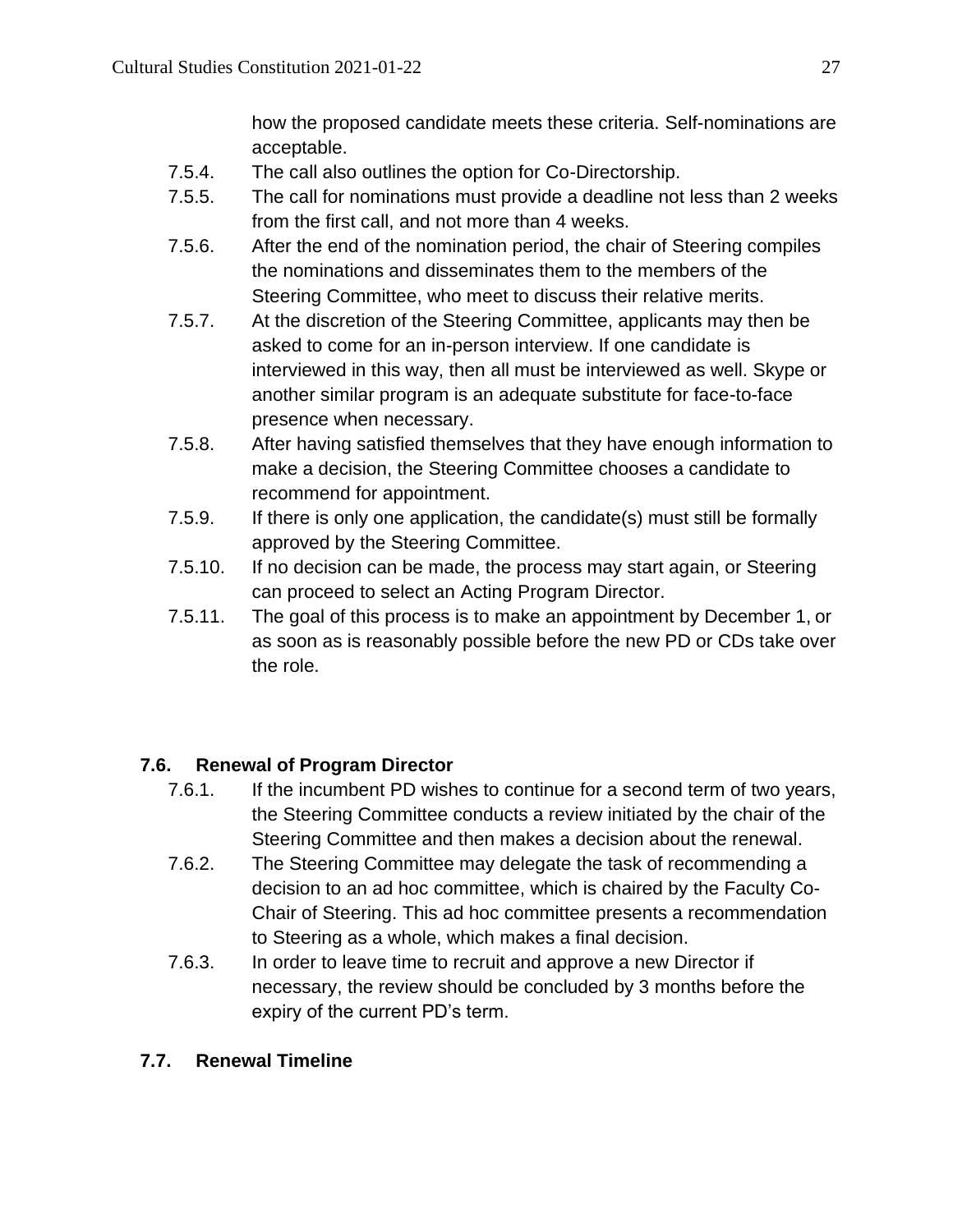how the proposed candidate meets these criteria. Self-nominations are acceptable.

7.5.4. The call also outlines the option for Co-Directorship.

7.5.5. The call for nominations must provide a deadline not less than 2 weeks from the first call, and not more than 4 weeks.

7.5.6. After the end of the nomination period, the chair of Steering compiles the nominations and disseminates them to the members of the Steering Committee, who meet to discuss their relative merits.

7.5.7. At the discretion of the Steering Committee, applicants may then be asked to come for an in-person interview. If one candidate is interviewed in this way, then all must be interviewed as well. Skype or another similar program is an adequate substitute for face-to-face presence when necessary.

7.5.8. After having satisfied themselves that they have enough information to make a decision, the Steering Committee chooses a candidate to recommend for appointment.

7.5.9. If there is only one application, the candidate(s) must still be formally approved by the Steering Committee.

7.5.10. If no decision can be made, the process may start again, or Steering can proceed to select an Acting Program Director.

7.5.11. The goal of this process is to make an appointment by December 1, or as soon as is reasonably possible before the new PD or CDs take over the role.

### 7.6. Renewal of Program Director

7.6.1. If the incumbent PD wishes to continue for a second term of two years, the Steering Committee conducts a review initiated by the chair of the Steering Committee and then makes a decision about the renewal.

7.6.2. The Steering Committee may delegate the task of recommending a decision to an ad hoc committee, which is chaired by the Faculty Co-Chair of Steering. This ad hoc committee presents a recommendation to Steering as a whole, which makes a final decision.

7.6.3. In order to leave time to recruit and approve a new Director if necessary, the review should be concluded by 3 months before the expiry of the current PD's term.

### 7.7. Renewal Timeline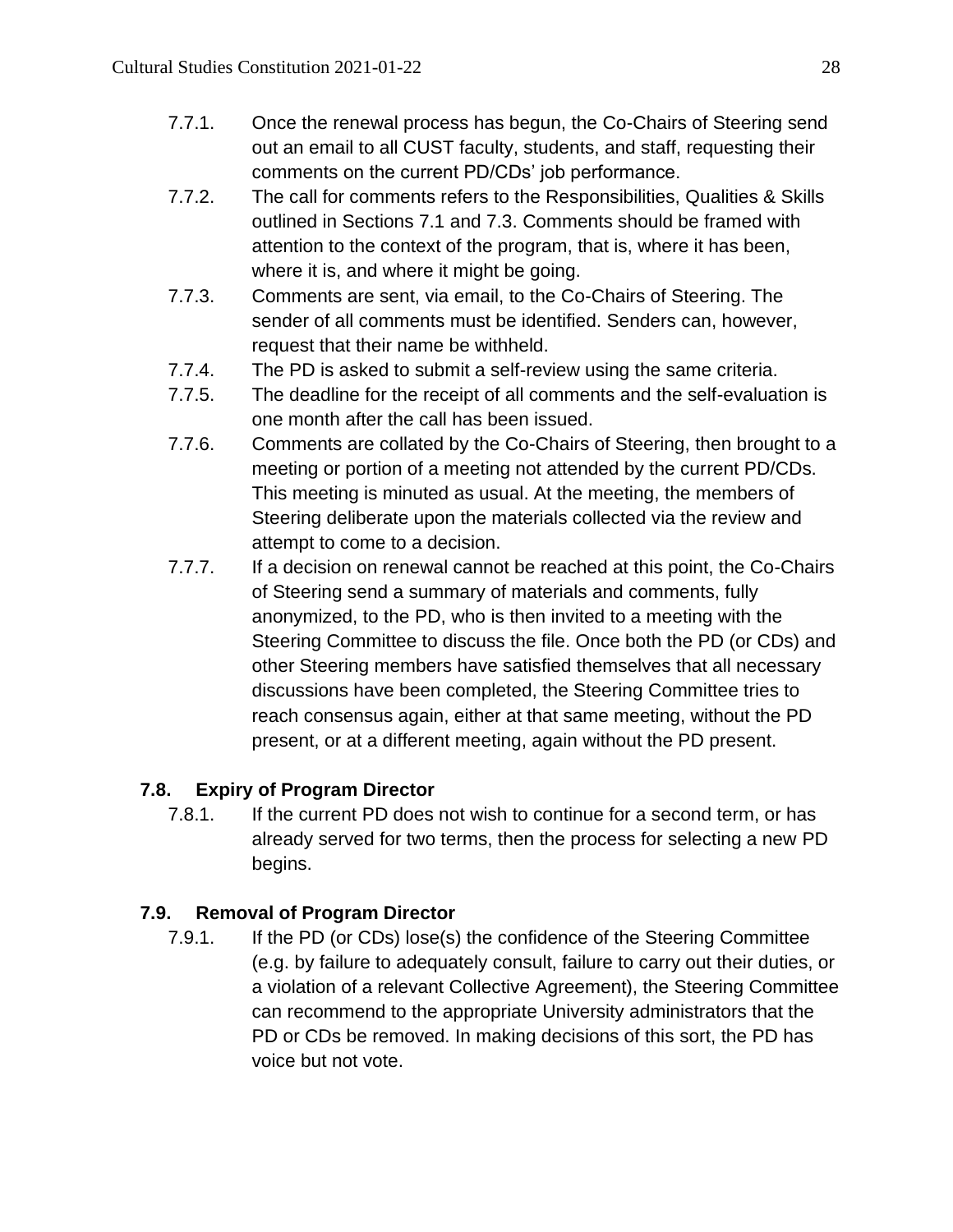7.7.1. Once the renewal process has begun, the Co-Chairs of Steering send out an email to all CUST faculty, students, and staff, requesting their comments on the current PD/CDs' job performance.

7.7.2. The call for comments refers to the Responsibilities, Qualities & Skills outlined in Sections 7.1 and 7.3. Comments should be framed with attention to the context of the program, that is, where it has been, where it is, and where it might be going.

7.7.3. Comments are sent, via email, to the Co-Chairs of Steering. The sender of all comments must be identified. Senders can, however, request that their name be withheld.

7.7.4. The PD is asked to submit a self-review using the same criteria.

7.7.5. The deadline for the receipt of all comments and the self-evaluation is one month after the call has been issued.

7.7.6. Comments are collated by the Co-Chairs of Steering, then brought to a meeting or portion of a meeting not attended by the current PD/CDs. This meeting is minuted as usual. At the meeting, the members of Steering deliberate upon the materials collected via the review and attempt to come to a decision.

7.7.7. If a decision on renewal cannot be reached at this point, the Co-Chairs of Steering send a summary of materials and comments, fully anonymized, to the PD, who is then invited to a meeting with the Steering Committee to discuss the file. Once both the PD (or CDs) and other Steering members have satisfied themselves that all necessary discussions have been completed, the Steering Committee tries to reach consensus again, either at that same meeting, without the PD present, or at a different meeting, again without the PD present.

### 7.8. Expiry of Program Director

7.8.1. If the current PD does not wish to continue for a second term, or has already served for two terms, then the process for selecting a new PD begins.

### 7.9. Removal of Program Director

7.9.1. If the PD (or CDs) lose(s) the confidence of the Steering Committee (e.g. by failure to adequately consult, failure to carry out their duties, or a violation of a relevant Collective Agreement), the Steering Committee can recommend to the appropriate University administrators that the PD or CDs be removed. In making decisions of this sort, the PD has voice but not vote.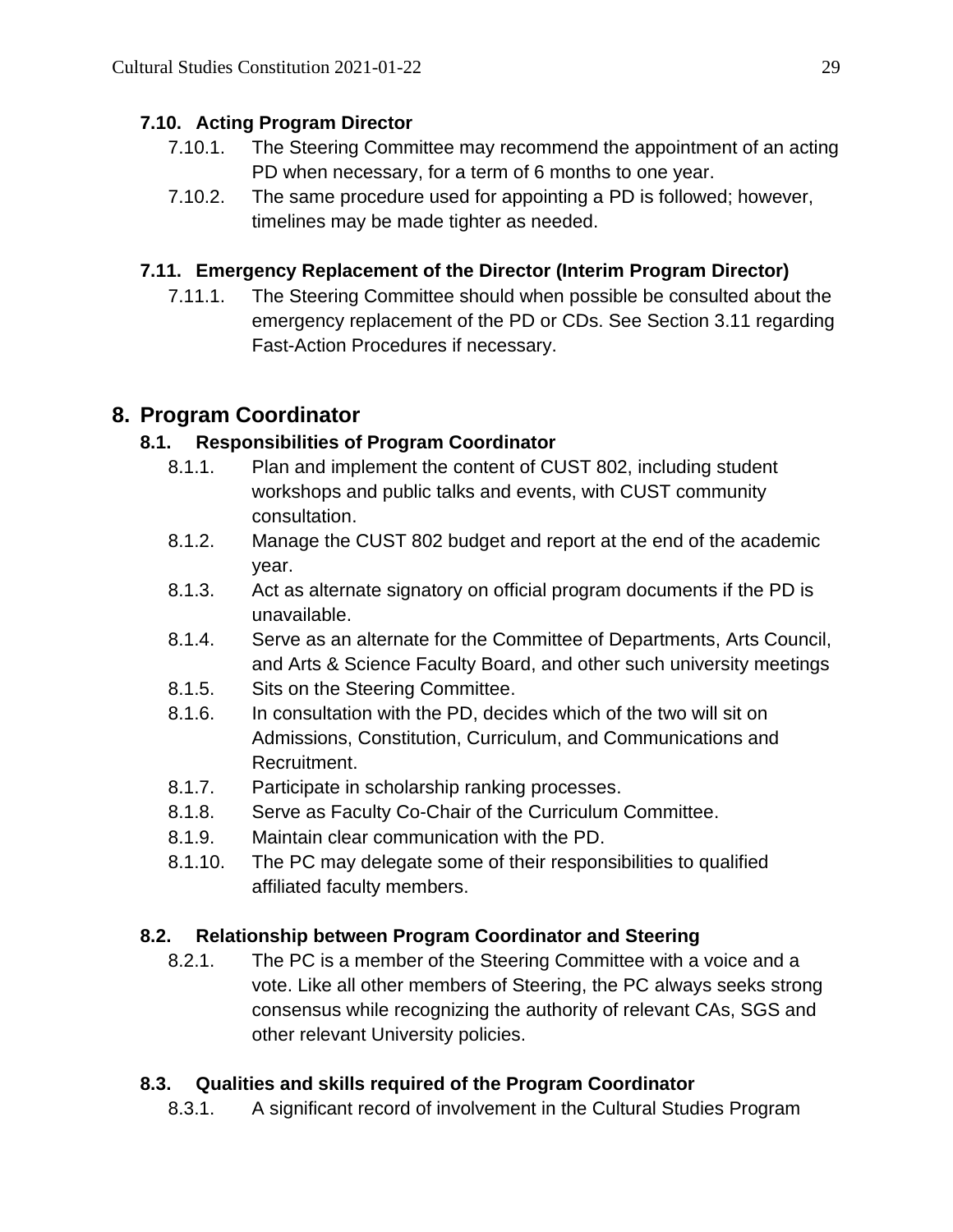### 7.10. Acting Program Director

7.10.1. The Steering Committee may recommend the appointment of an acting PD when necessary, for a term of 6 months to one year.

7.10.2. The same procedure used for appointing a PD is followed; however, timelines may be made tighter as needed.

### 7.11. Emergency Replacement of the Director (Interim Program Director)

7.11.1. The Steering Committee should when possible be consulted about the emergency replacement of the PD or CDs. See Section 3.11 regarding Fast-Action Procedures if necessary.

## 8. Program Coordinator

### 8.1. Responsibilities of Program Coordinator

8.1.1. Plan and implement the content of CUST 802, including student workshops and public talks and events, with CUST community consultation.

8.1.2. Manage the CUST 802 budget and report at the end of the academic year.

8.1.3. Act as alternate signatory on official program documents if the PD is unavailable.

8.1.4. Serve as an alternate for the Committee of Departments, Arts Council, and Arts & Science Faculty Board, and other such university meetings

8.1.5. Sits on the Steering Committee.

8.1.6. In consultation with the PD, decides which of the two will sit on Admissions, Constitution, Curriculum, and Communications and Recruitment.

8.1.7. Participate in scholarship ranking processes.

8.1.8. Serve as Faculty Co-Chair of the Curriculum Committee.

8.1.9. Maintain clear communication with the PD.

8.1.10. The PC may delegate some of their responsibilities to qualified affiliated faculty members.

### 8.2. Relationship between Program Coordinator and Steering

8.2.1. The PC is a member of the Steering Committee with a voice and a vote. Like all other members of Steering, the PC always seeks strong consensus while recognizing the authority of relevant CAs, SGS and other relevant University policies.

### 8.3. Qualities and skills required of the Program Coordinator

8.3.1. A significant record of involvement in the Cultural Studies Program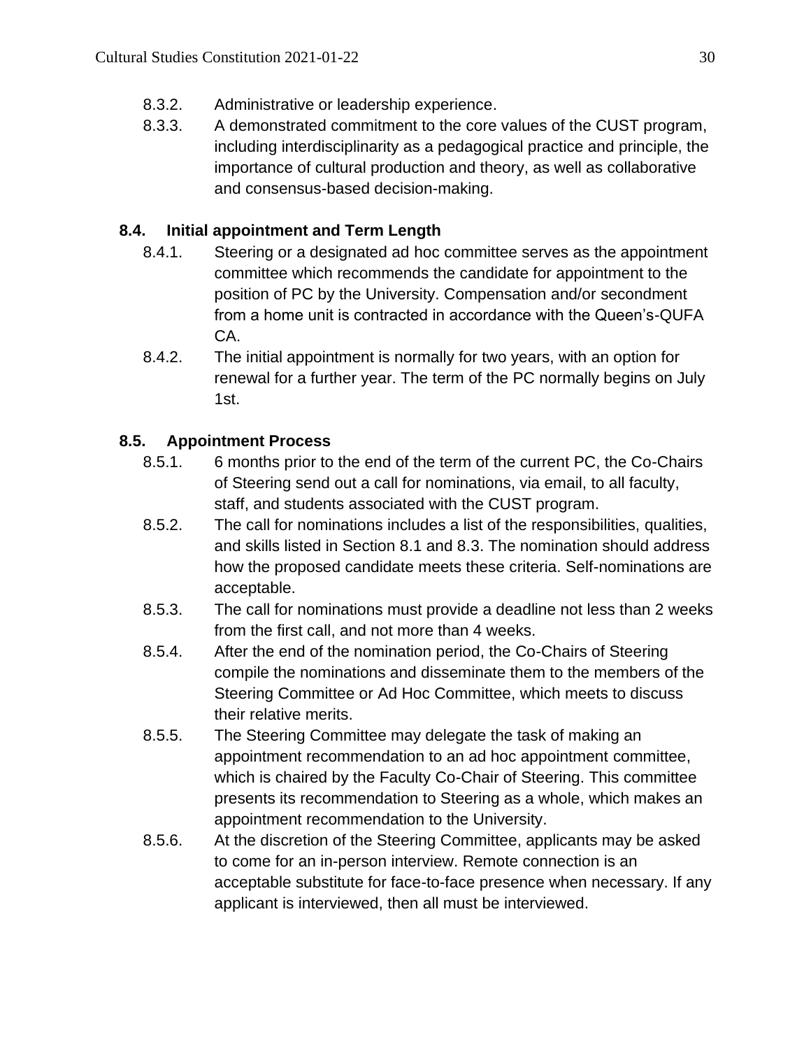8.3.2. Administrative or leadership experience.

8.3.3. A demonstrated commitment to the core values of the CUST program, including interdisciplinarity as a pedagogical practice and principle, the importance of cultural production and theory, as well as collaborative and consensus-based decision-making.

### 8.4. Initial appointment and Term Length

8.4.1. Steering or a designated ad hoc committee serves as the appointment committee which recommends the candidate for appointment to the position of PC by the University. Compensation and/or secondment from a home unit is contracted in accordance with the Queen's-QUFA CA.

8.4.2. The initial appointment is normally for two years, with an option for renewal for a further year. The term of the PC normally begins on July 1st.

### 8.5. Appointment Process

8.5.1. 6 months prior to the end of the term of the current PC, the Co-Chairs of Steering send out a call for nominations, via email, to all faculty, staff, and students associated with the CUST program.

8.5.2. The call for nominations includes a list of the responsibilities, qualities, and skills listed in Section 8.1 and 8.3. The nomination should address how the proposed candidate meets these criteria. Self-nominations are acceptable.

8.5.3. The call for nominations must provide a deadline not less than 2 weeks from the first call, and not more than 4 weeks.

8.5.4. After the end of the nomination period, the Co-Chairs of Steering compile the nominations and disseminate them to the members of the Steering Committee or Ad Hoc Committee, which meets to discuss their relative merits.

8.5.5. The Steering Committee may delegate the task of making an appointment recommendation to an ad hoc appointment committee, which is chaired by the Faculty Co-Chair of Steering. This committee presents its recommendation to Steering as a whole, which makes an appointment recommendation to the University.

8.5.6. At the discretion of the Steering Committee, applicants may be asked to come for an in-person interview. Remote connection is an acceptable substitute for face-to-face presence when necessary. If any applicant is interviewed, then all must be interviewed.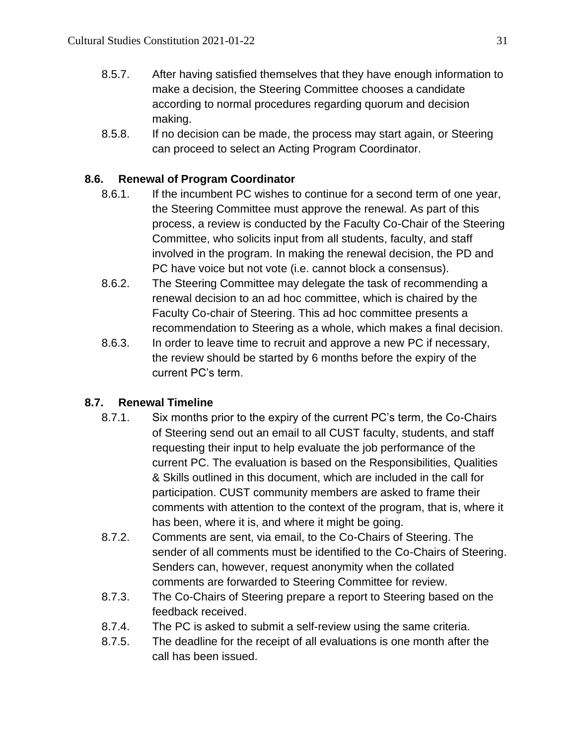8.5.7. After having satisfied themselves that they have enough information to make a decision, the Steering Committee chooses a candidate according to normal procedures regarding quorum and decision making.

8.5.8. If no decision can be made, the process may start again, or Steering can proceed to select an Acting Program Coordinator.

### 8.6. Renewal of Program Coordinator

8.6.1. If the incumbent PC wishes to continue for a second term of one year, the Steering Committee must approve the renewal. As part of this process, a review is conducted by the Faculty Co-Chair of the Steering Committee, who solicits input from all students, faculty, and staff involved in the program. In making the renewal decision, the PD and PC have voice but not vote (i.e. cannot block a consensus).

8.6.2. The Steering Committee may delegate the task of recommending a renewal decision to an ad hoc committee, which is chaired by the Faculty Co-chair of Steering. This ad hoc committee presents a recommendation to Steering as a whole, which makes a final decision.

8.6.3. In order to leave time to recruit and approve a new PC if necessary, the review should be started by 6 months before the expiry of the current PC's term.

### 8.7. Renewal Timeline

8.7.1. Six months prior to the expiry of the current PC's term, the Co-Chairs of Steering send out an email to all CUST faculty, students, and staff requesting their input to help evaluate the job performance of the current PC. The evaluation is based on the Responsibilities, Qualities & Skills outlined in this document, which are included in the call for participation. CUST community members are asked to frame their comments with attention to the context of the program, that is, where it has been, where it is, and where it might be going.

8.7.2. Comments are sent, via email, to the Co-Chairs of Steering. The sender of all comments must be identified to the Co-Chairs of Steering. Senders can, however, request anonymity when the collated comments are forwarded to Steering Committee for review.

8.7.3. The Co-Chairs of Steering prepare a report to Steering based on the feedback received.

8.7.4. The PC is asked to submit a self-review using the same criteria.

8.7.5. The deadline for the receipt of all evaluations is one month after the call has been issued.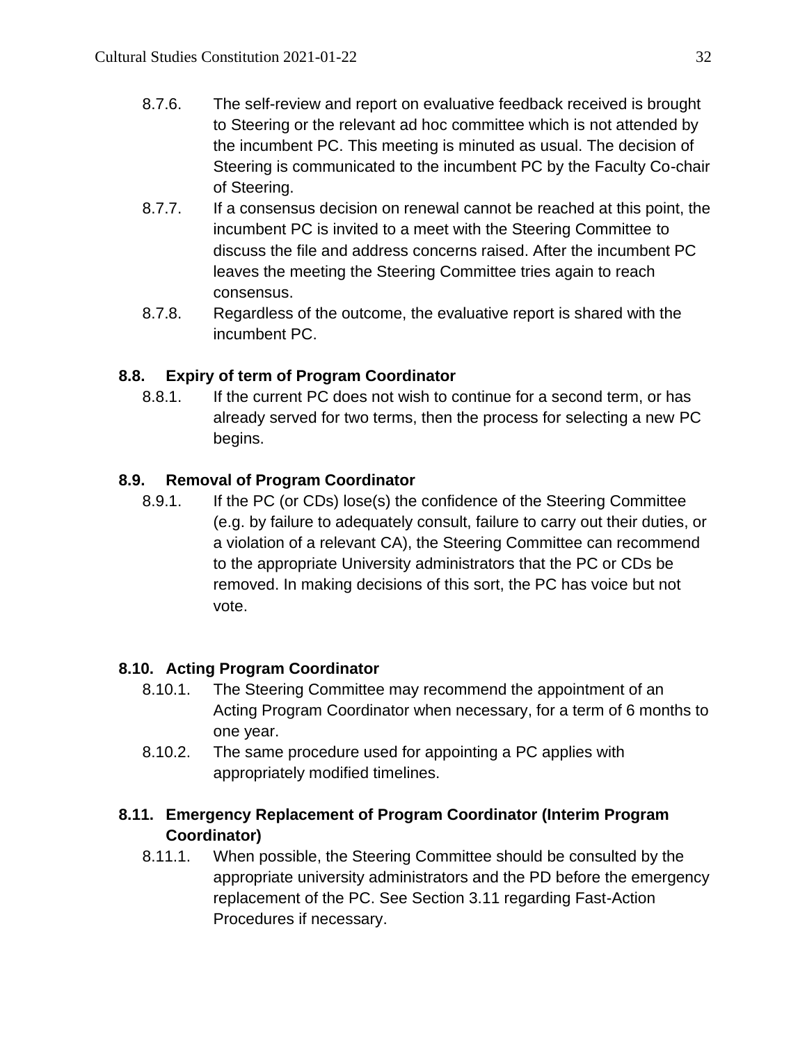8.7.6. The self-review and report on evaluative feedback received is brought to Steering or the relevant ad hoc committee which is not attended by the incumbent PC. This meeting is minuted as usual. The decision of Steering is communicated to the incumbent PC by the Faculty Co-chair of Steering.

8.7.7. If a consensus decision on renewal cannot be reached at this point, the incumbent PC is invited to a meet with the Steering Committee to discuss the file and address concerns raised. After the incumbent PC leaves the meeting the Steering Committee tries again to reach consensus.

8.7.8. Regardless of the outcome, the evaluative report is shared with the incumbent PC.

### 8.8. Expiry of term of Program Coordinator

8.8.1. If the current PC does not wish to continue for a second term, or has already served for two terms, then the process for selecting a new PC begins.

### 8.9. Removal of Program Coordinator

8.9.1. If the PC (or CDs) lose(s) the confidence of the Steering Committee (e.g. by failure to adequately consult, failure to carry out their duties, or a violation of a relevant CA), the Steering Committee can recommend to the appropriate University administrators that the PC or CDs be removed. In making decisions of this sort, the PC has voice but not vote.

### 8.10. Acting Program Coordinator

8.10.1. The Steering Committee may recommend the appointment of an Acting Program Coordinator when necessary, for a term of 6 months to one year.

8.10.2. The same procedure used for appointing a PC applies with appropriately modified timelines.

### 8.11. Emergency Replacement of Program Coordinator (Interim Program Coordinator)

8.11.1. When possible, the Steering Committee should be consulted by the appropriate university administrators and the PD before the emergency replacement of the PC. See Section 3.11 regarding Fast-Action Procedures if necessary.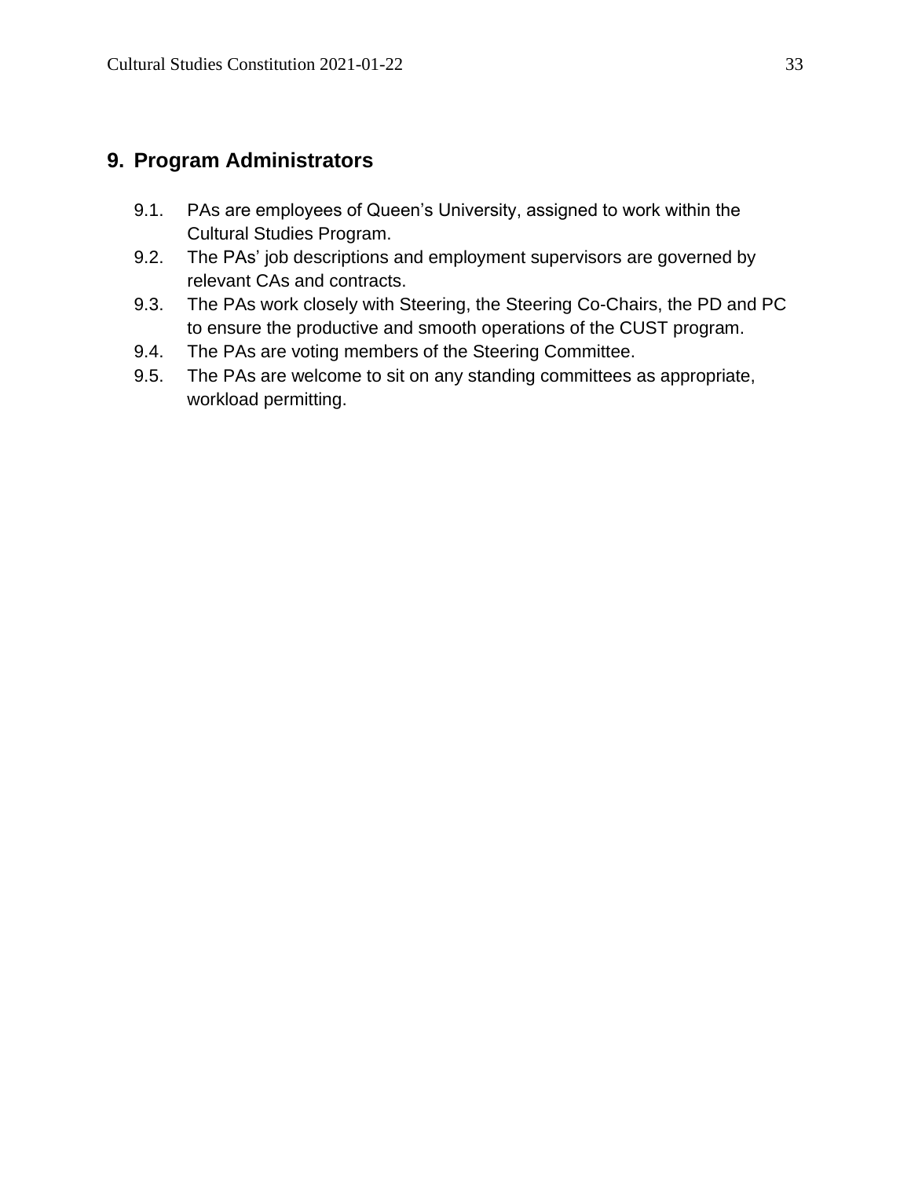## 9. Program Administrators

9.1. PAs are employees of Queen's University, assigned to work within the Cultural Studies Program.

9.2. The PAs' job descriptions and employment supervisors are governed by relevant CAs and contracts.

9.3. The PAs work closely with Steering, the Steering Co-Chairs, the PD and PC to ensure the productive and smooth operations of the CUST program.

9.4. The PAs are voting members of the Steering Committee.

9.5. The PAs are welcome to sit on any standing committees as appropriate, workload permitting.